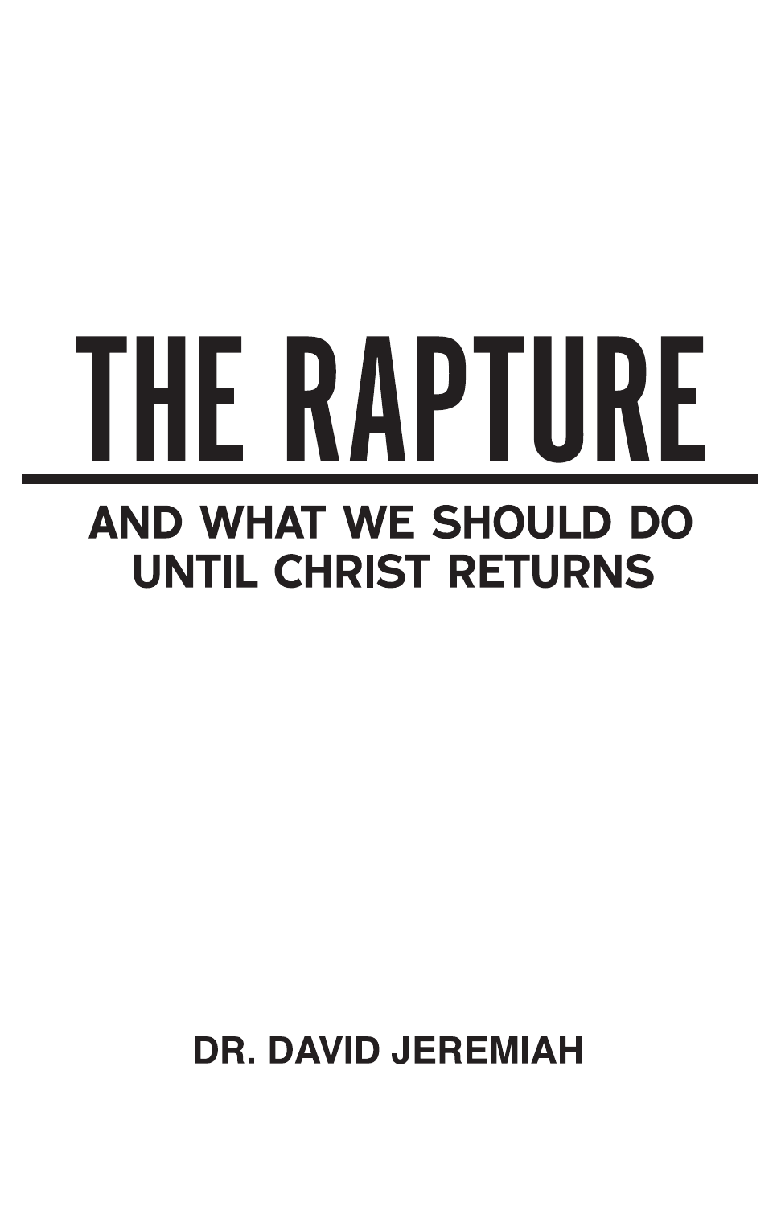# THE RAPTURE

## AND WHAT WE SHOULD DO UNTIL CHRIST RETURNS

**DR. DAVID JEREMIAH**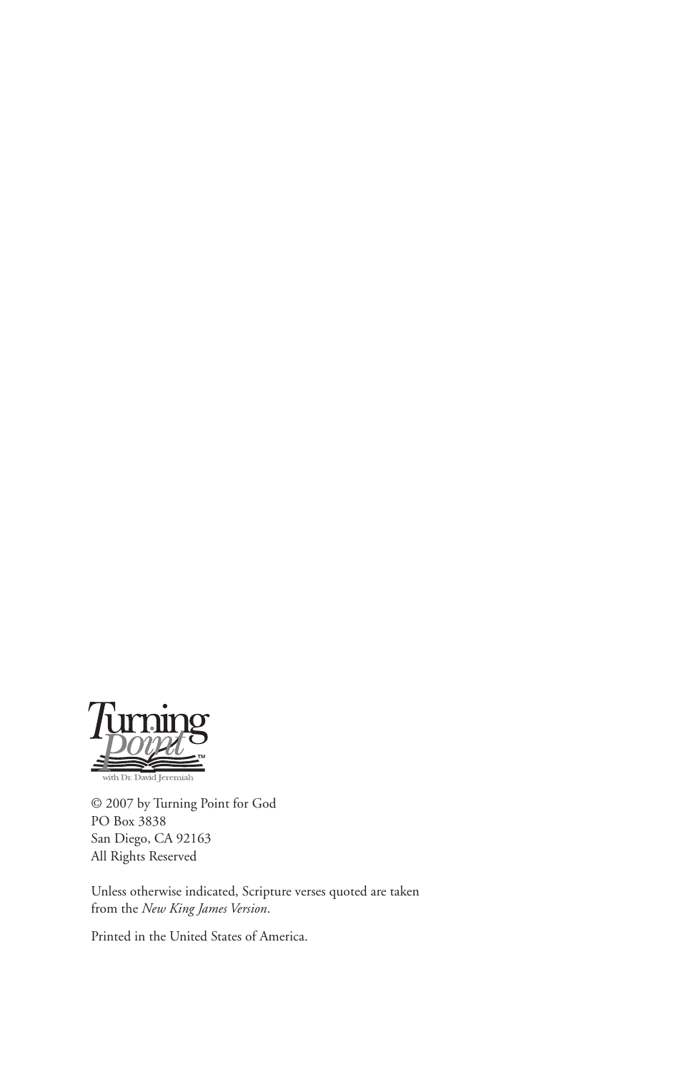Turning Point

with Dr. David Jeremiah

© 2007 by Turning Point for God
PO Box 3838
San Diego, CA 92163
All Rights Reserved

Unless otherwise indicated, Scripture verses quoted are taken from the *New King James Version*.

Printed in the United States of America.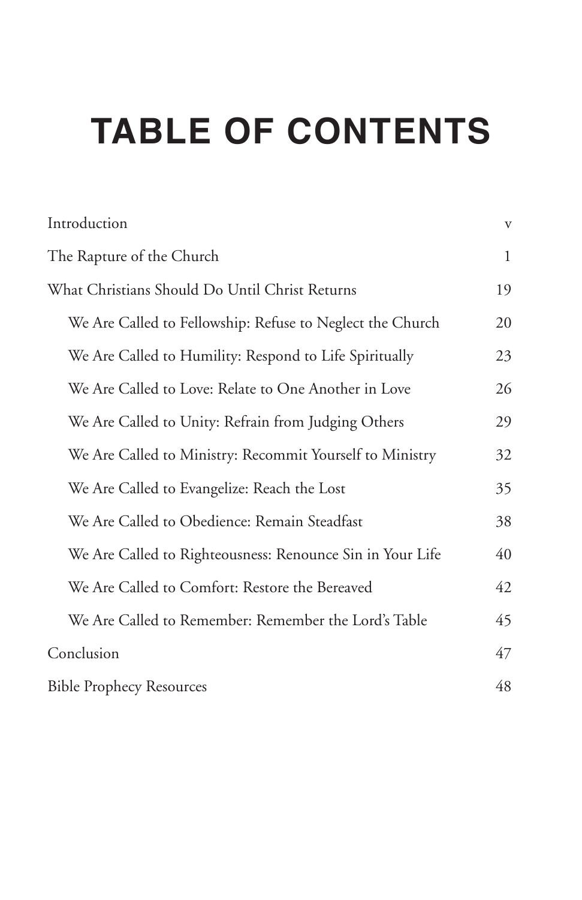# TABLE OF CONTENTS

Introduction v

The Rapture of the Church 1

What Christians Should Do Until Christ Returns 19

- We Are Called to Fellowship: Refuse to Neglect the Church 20
- We Are Called to Humility: Respond to Life Spiritually 23
- We Are Called to Love: Relate to One Another in Love 26
- We Are Called to Unity: Refrain from Judging Others 29
- We Are Called to Ministry: Recommit Yourself to Ministry 32
- We Are Called to Evangelize: Reach the Lost 35
- We Are Called to Obedience: Remain Steadfast 38
- We Are Called to Righteousness: Renounce Sin in Your Life 40
- We Are Called to Comfort: Restore the Bereaved 42
- We Are Called to Remember: Remember the Lord's Table 45

Conclusion 47

Bible Prophecy Resources 48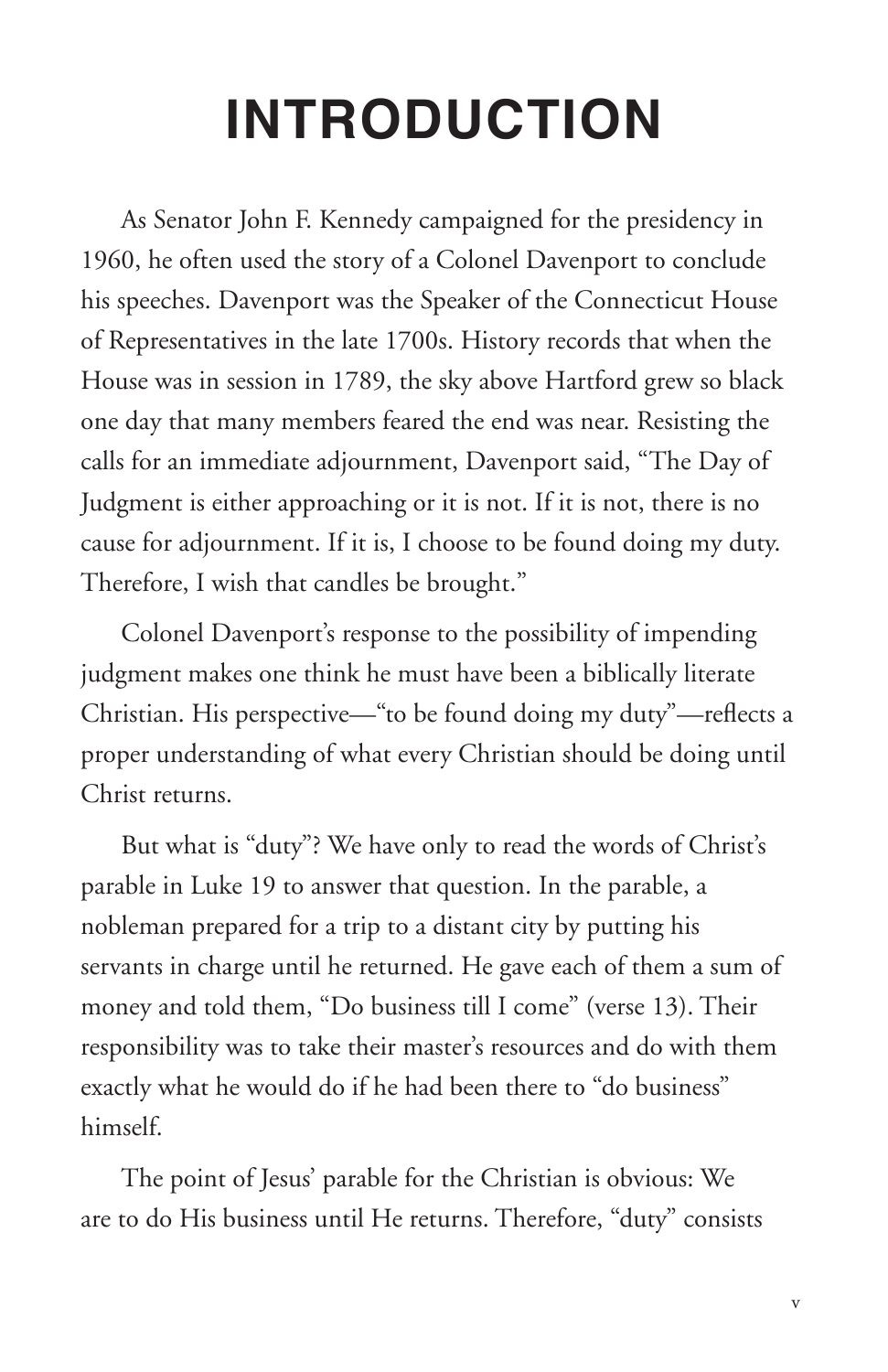# INTRODUCTION

As Senator John F. Kennedy campaigned for the presidency in 1960, he often used the story of a Colonel Davenport to conclude his speeches. Davenport was the Speaker of the Connecticut House of Representatives in the late 1700s. History records that when the House was in session in 1789, the sky above Hartford grew so black one day that many members feared the end was near. Resisting the calls for an immediate adjournment, Davenport said, "The Day of Judgment is either approaching or it is not. If it is not, there is no cause for adjournment. If it is, I choose to be found doing my duty. Therefore, I wish that candles be brought."

Colonel Davenport's response to the possibility of impending judgment makes one think he must have been a biblically literate Christian. His perspective—"to be found doing my duty"—reflects a proper understanding of what every Christian should be doing until Christ returns.

But what is "duty"? We have only to read the words of Christ's parable in Luke 19 to answer that question. In the parable, a nobleman prepared for a trip to a distant city by putting his servants in charge until he returned. He gave each of them a sum of money and told them, "Do business till I come" (verse 13). Their responsibility was to take their master's resources and do with them exactly what he would do if he had been there to "do business" himself.

The point of Jesus' parable for the Christian is obvious: We are to do His business until He returns. Therefore, "duty" consists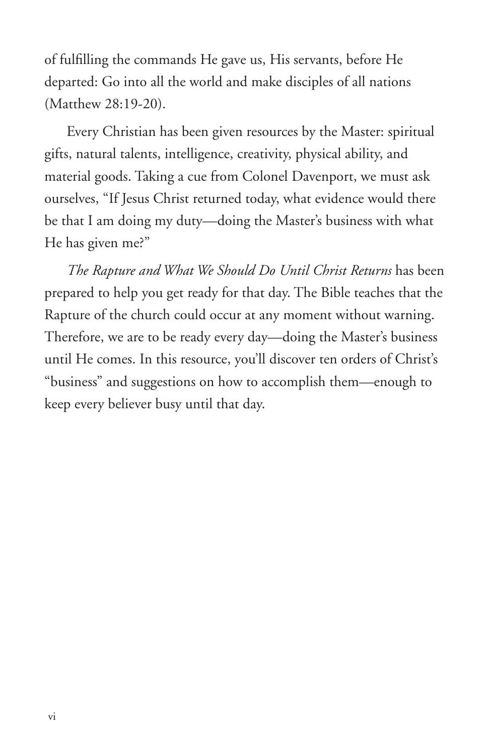of fulfilling the commands He gave us, His servants, before He departed: Go into all the world and make disciples of all nations (Matthew 28:19-20).

Every Christian has been given resources by the Master: spiritual gifts, natural talents, intelligence, creativity, physical ability, and material goods. Taking a cue from Colonel Davenport, we must ask ourselves, "If Jesus Christ returned today, what evidence would there be that I am doing my duty—doing the Master's business with what He has given me?"

*The Rapture and What We Should Do Until Christ Returns* has been prepared to help you get ready for that day. The Bible teaches that the Rapture of the church could occur at any moment without warning. Therefore, we are to be ready every day—doing the Master's business until He comes. In this resource, you'll discover ten orders of Christ's "business" and suggestions on how to accomplish them—enough to keep every believer busy until that day.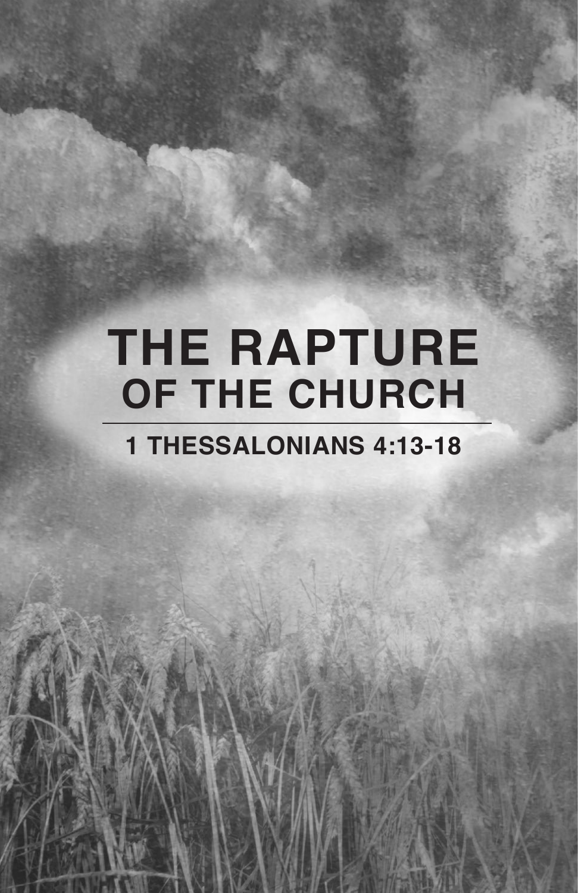# THE RAPTURE
## OF THE CHURCH

---

**1 THESSALONIANS 4:13-18**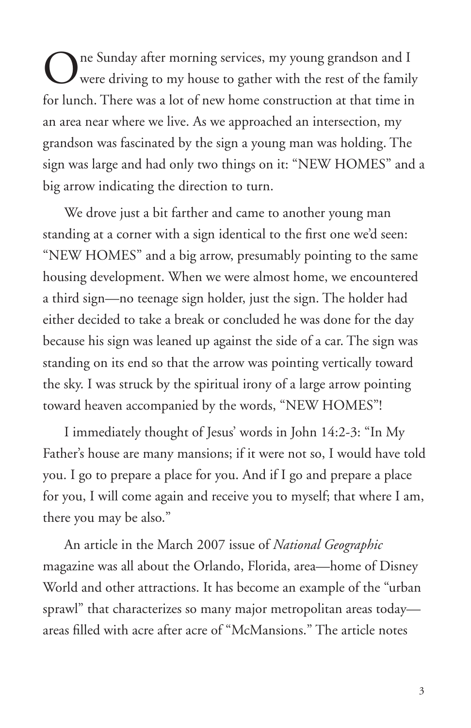One Sunday after morning services, my young grandson and I were driving to my house to gather with the rest of the family for lunch. There was a lot of new home construction at that time in an area near where we live. As we approached an intersection, my grandson was fascinated by the sign a young man was holding. The sign was large and had only two things on it: "NEW HOMES" and a big arrow indicating the direction to turn.

We drove just a bit farther and came to another young man standing at a corner with a sign identical to the first one we'd seen: "NEW HOMES" and a big arrow, presumably pointing to the same housing development. When we were almost home, we encountered a third sign—no teenage sign holder, just the sign. The holder had either decided to take a break or concluded he was done for the day because his sign was leaned up against the side of a car. The sign was standing on its end so that the arrow was pointing vertically toward the sky. I was struck by the spiritual irony of a large arrow pointing toward heaven accompanied by the words, "NEW HOMES"!

I immediately thought of Jesus' words in John 14:2-3: "In My Father's house are many mansions; if it were not so, I would have told you. I go to prepare a place for you. And if I go and prepare a place for you, I will come again and receive you to myself; that where I am, there you may be also."

An article in the March 2007 issue of *National Geographic* magazine was all about the Orlando, Florida, area—home of Disney World and other attractions. It has become an example of the "urban sprawl" that characterizes so many major metropolitan areas today—areas filled with acre after acre of "McMansions." The article notes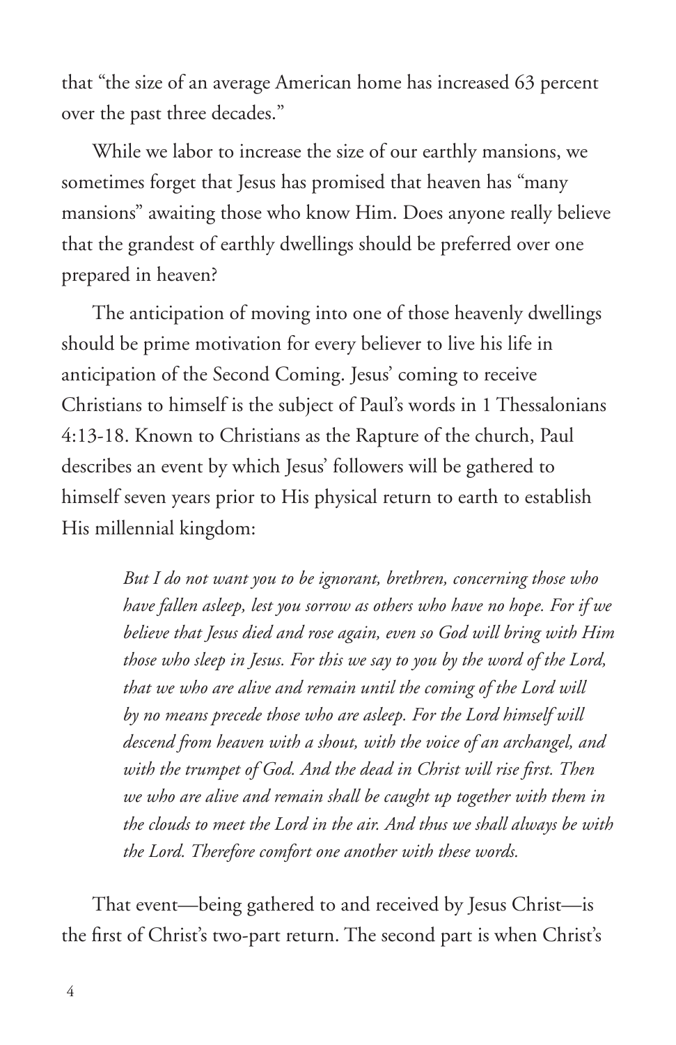that "the size of an average American home has increased 63 percent over the past three decades."

While we labor to increase the size of our earthly mansions, we sometimes forget that Jesus has promised that heaven has "many mansions" awaiting those who know Him. Does anyone really believe that the grandest of earthly dwellings should be preferred over one prepared in heaven?

The anticipation of moving into one of those heavenly dwellings should be prime motivation for every believer to live his life in anticipation of the Second Coming. Jesus' coming to receive Christians to himself is the subject of Paul's words in 1 Thessalonians 4:13-18. Known to Christians as the Rapture of the church, Paul describes an event by which Jesus' followers will be gathered to himself seven years prior to His physical return to earth to establish His millennial kingdom:

> *But I do not want you to be ignorant, brethren, concerning those who have fallen asleep, lest you sorrow as others who have no hope. For if we believe that Jesus died and rose again, even so God will bring with Him those who sleep in Jesus. For this we say to you by the word of the Lord, that we who are alive and remain until the coming of the Lord will by no means precede those who are asleep. For the Lord himself will descend from heaven with a shout, with the voice of an archangel, and with the trumpet of God. And the dead in Christ will rise first. Then we who are alive and remain shall be caught up together with them in the clouds to meet the Lord in the air. And thus we shall always be with the Lord. Therefore comfort one another with these words.*

That event—being gathered to and received by Jesus Christ—is the first of Christ's two-part return. The second part is when Christ's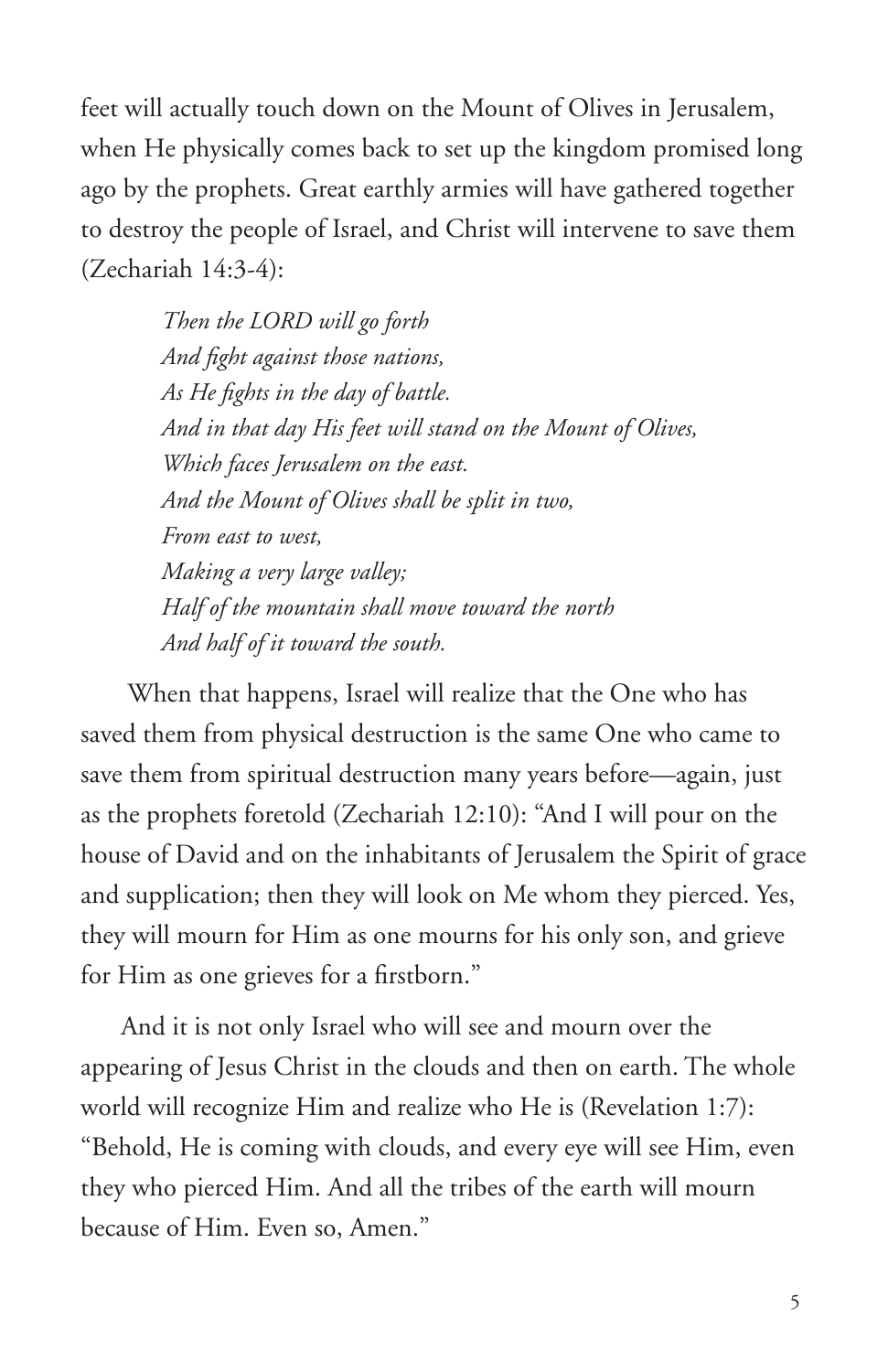feet will actually touch down on the Mount of Olives in Jerusalem, when He physically comes back to set up the kingdom promised long ago by the prophets. Great earthly armies will have gathered together to destroy the people of Israel, and Christ will intervene to save them (Zechariah 14:3-4):

> *Then the LORD will go forth*
> *And fight against those nations,*
> *As He fights in the day of battle.*
> *And in that day His feet will stand on the Mount of Olives,*
> *Which faces Jerusalem on the east.*
> *And the Mount of Olives shall be split in two,*
> *From east to west,*
> *Making a very large valley;*
> *Half of the mountain shall move toward the north*
> *And half of it toward the south.*

When that happens, Israel will realize that the One who has saved them from physical destruction is the same One who came to save them from spiritual destruction many years before—again, just as the prophets foretold (Zechariah 12:10): "And I will pour on the house of David and on the inhabitants of Jerusalem the Spirit of grace and supplication; then they will look on Me whom they pierced. Yes, they will mourn for Him as one mourns for his only son, and grieve for Him as one grieves for a firstborn."

And it is not only Israel who will see and mourn over the appearing of Jesus Christ in the clouds and then on earth. The whole world will recognize Him and realize who He is (Revelation 1:7): "Behold, He is coming with clouds, and every eye will see Him, even they who pierced Him. And all the tribes of the earth will mourn because of Him. Even so, Amen."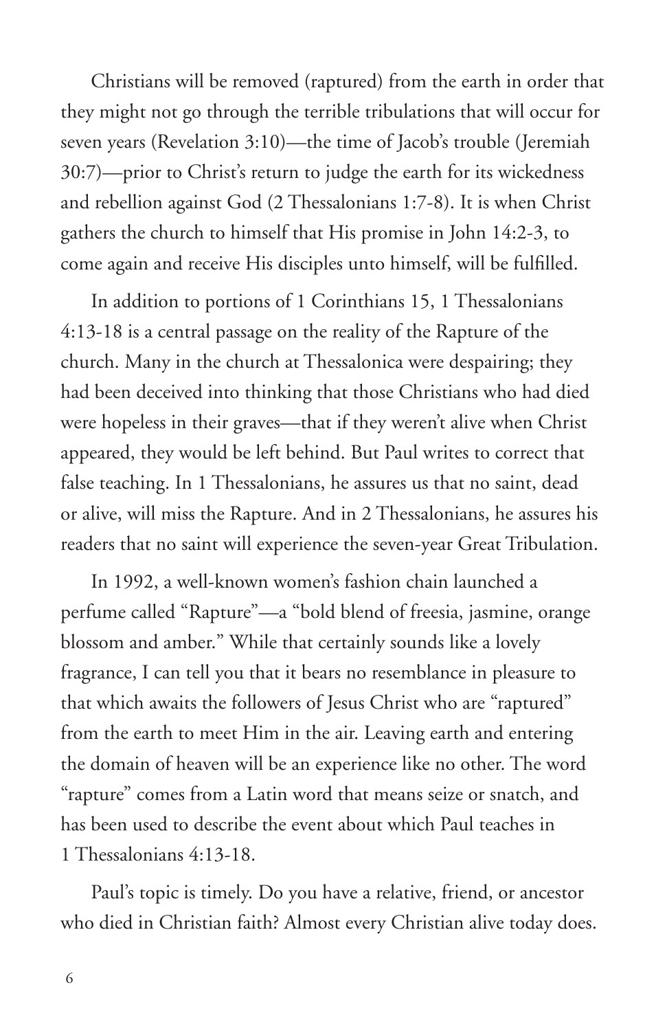Christians will be removed (raptured) from the earth in order that they might not go through the terrible tribulations that will occur for seven years (Revelation 3:10)—the time of Jacob's trouble (Jeremiah 30:7)—prior to Christ's return to judge the earth for its wickedness and rebellion against God (2 Thessalonians 1:7-8). It is when Christ gathers the church to himself that His promise in John 14:2-3, to come again and receive His disciples unto himself, will be fulfilled.

In addition to portions of 1 Corinthians 15, 1 Thessalonians 4:13-18 is a central passage on the reality of the Rapture of the church. Many in the church at Thessalonica were despairing; they had been deceived into thinking that those Christians who had died were hopeless in their graves—that if they weren't alive when Christ appeared, they would be left behind. But Paul writes to correct that false teaching. In 1 Thessalonians, he assures us that no saint, dead or alive, will miss the Rapture. And in 2 Thessalonians, he assures his readers that no saint will experience the seven-year Great Tribulation.

In 1992, a well-known women's fashion chain launched a perfume called "Rapture"—a "bold blend of freesia, jasmine, orange blossom and amber." While that certainly sounds like a lovely fragrance, I can tell you that it bears no resemblance in pleasure to that which awaits the followers of Jesus Christ who are "raptured" from the earth to meet Him in the air. Leaving earth and entering the domain of heaven will be an experience like no other. The word "rapture" comes from a Latin word that means seize or snatch, and has been used to describe the event about which Paul teaches in 1 Thessalonians 4:13-18.

Paul's topic is timely. Do you have a relative, friend, or ancestor who died in Christian faith? Almost every Christian alive today does.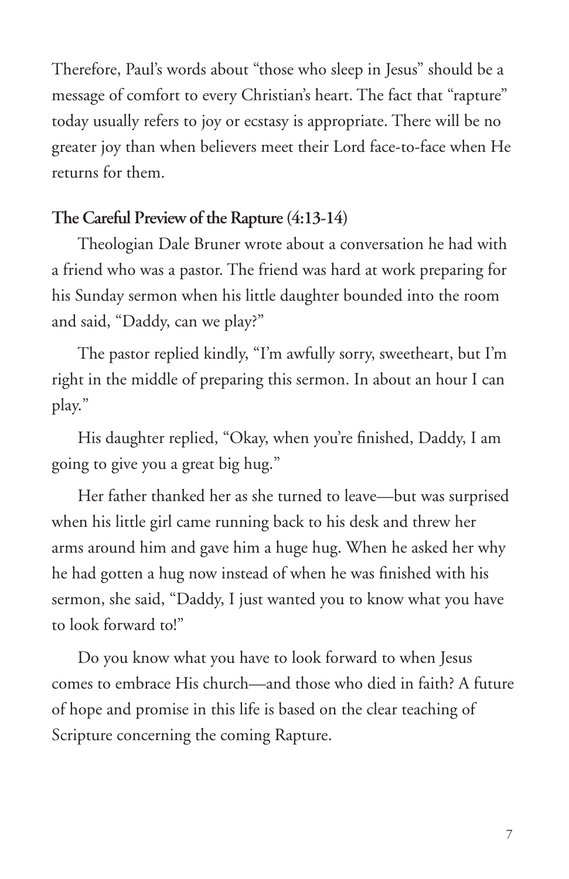Therefore, Paul's words about "those who sleep in Jesus" should be a message of comfort to every Christian's heart. The fact that "rapture" today usually refers to joy or ecstasy is appropriate. There will be no greater joy than when believers meet their Lord face-to-face when He returns for them.

### The Careful Preview of the Rapture (4:13-14)

Theologian Dale Bruner wrote about a conversation he had with a friend who was a pastor. The friend was hard at work preparing for his Sunday sermon when his little daughter bounded into the room and said, "Daddy, can we play?"

The pastor replied kindly, "I'm awfully sorry, sweetheart, but I'm right in the middle of preparing this sermon. In about an hour I can play."

His daughter replied, "Okay, when you're finished, Daddy, I am going to give you a great big hug."

Her father thanked her as she turned to leave—but was surprised when his little girl came running back to his desk and threw her arms around him and gave him a huge hug. When he asked her why he had gotten a hug now instead of when he was finished with his sermon, she said, "Daddy, I just wanted you to know what you have to look forward to!"

Do you know what you have to look forward to when Jesus comes to embrace His church—and those who died in faith? A future of hope and promise in this life is based on the clear teaching of Scripture concerning the coming Rapture.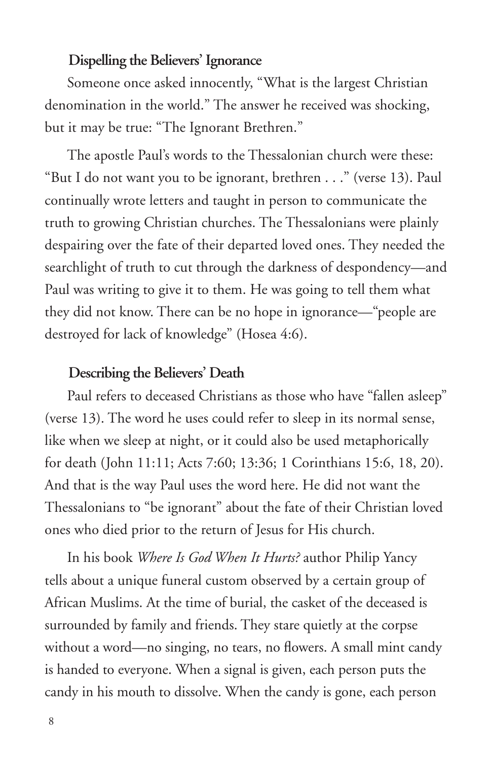### Dispelling the Believers' Ignorance

Someone once asked innocently, "What is the largest Christian denomination in the world." The answer he received was shocking, but it may be true: "The Ignorant Brethren."

The apostle Paul's words to the Thessalonian church were these: "But I do not want you to be ignorant, brethren . . ." (verse 13). Paul continually wrote letters and taught in person to communicate the truth to growing Christian churches. The Thessalonians were plainly despairing over the fate of their departed loved ones. They needed the searchlight of truth to cut through the darkness of despondency—and Paul was writing to give it to them. He was going to tell them what they did not know. There can be no hope in ignorance—"people are destroyed for lack of knowledge" (Hosea 4:6).

### Describing the Believers' Death

Paul refers to deceased Christians as those who have "fallen asleep" (verse 13). The word he uses could refer to sleep in its normal sense, like when we sleep at night, or it could also be used metaphorically for death (John 11:11; Acts 7:60; 13:36; 1 Corinthians 15:6, 18, 20). And that is the way Paul uses the word here. He did not want the Thessalonians to "be ignorant" about the fate of their Christian loved ones who died prior to the return of Jesus for His church.

In his book *Where Is God When It Hurts?* author Philip Yancy tells about a unique funeral custom observed by a certain group of African Muslims. At the time of burial, the casket of the deceased is surrounded by family and friends. They stare quietly at the corpse without a word—no singing, no tears, no flowers. A small mint candy is handed to everyone. When a signal is given, each person puts the candy in his mouth to dissolve. When the candy is gone, each person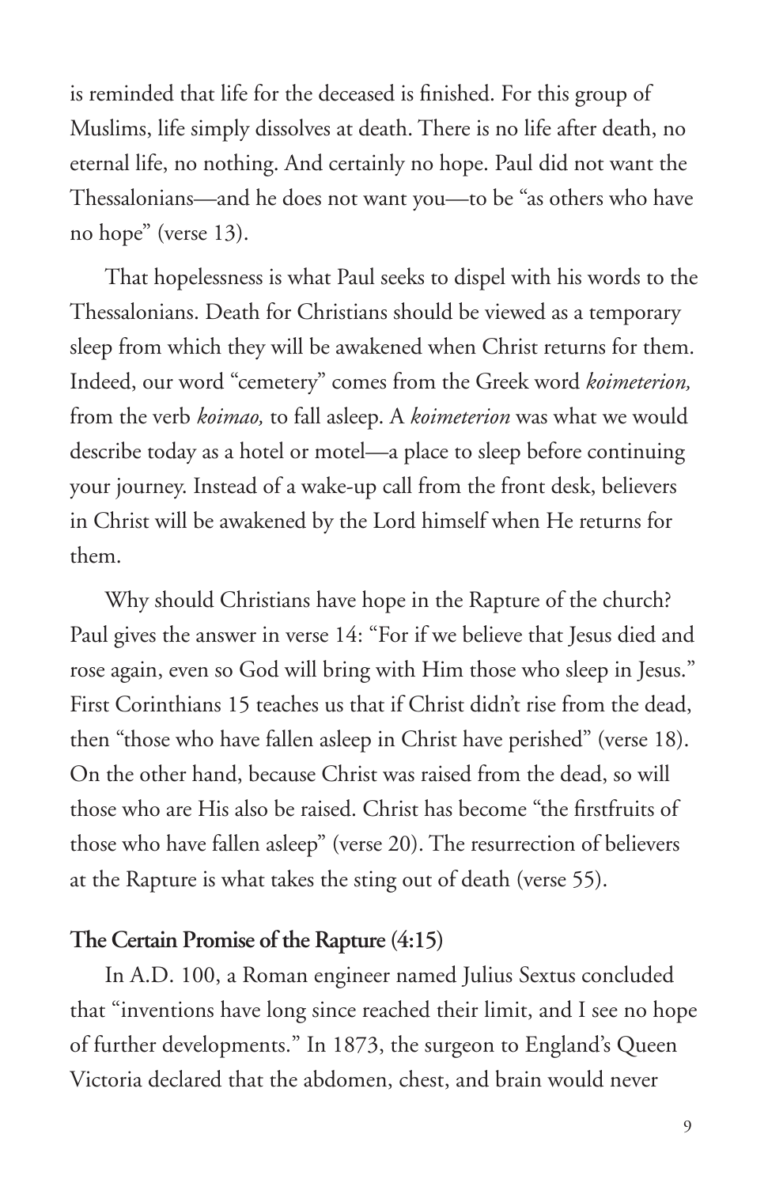is reminded that life for the deceased is finished. For this group of Muslims, life simply dissolves at death. There is no life after death, no eternal life, no nothing. And certainly no hope. Paul did not want the Thessalonians—and he does not want you—to be "as others who have no hope" (verse 13).

That hopelessness is what Paul seeks to dispel with his words to the Thessalonians. Death for Christians should be viewed as a temporary sleep from which they will be awakened when Christ returns for them. Indeed, our word "cemetery" comes from the Greek word *koimeterion,* from the verb *koimao,* to fall asleep. A *koimeterion* was what we would describe today as a hotel or motel—a place to sleep before continuing your journey. Instead of a wake-up call from the front desk, believers in Christ will be awakened by the Lord himself when He returns for them.

Why should Christians have hope in the Rapture of the church? Paul gives the answer in verse 14: "For if we believe that Jesus died and rose again, even so God will bring with Him those who sleep in Jesus." First Corinthians 15 teaches us that if Christ didn't rise from the dead, then "those who have fallen asleep in Christ have perished" (verse 18). On the other hand, because Christ was raised from the dead, so will those who are His also be raised. Christ has become "the firstfruits of those who have fallen asleep" (verse 20). The resurrection of believers at the Rapture is what takes the sting out of death (verse 55).

**The Certain Promise of the Rapture (4:15)**

In A.D. 100, a Roman engineer named Julius Sextus concluded that "inventions have long since reached their limit, and I see no hope of further developments." In 1873, the surgeon to England's Queen Victoria declared that the abdomen, chest, and brain would never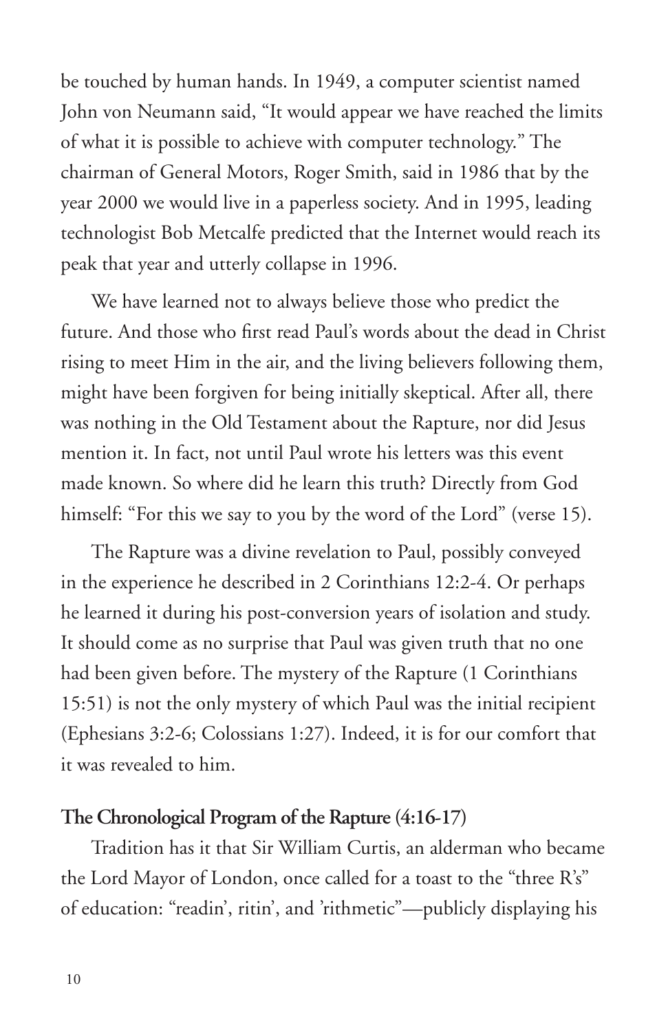be touched by human hands. In 1949, a computer scientist named John von Neumann said, "It would appear we have reached the limits of what it is possible to achieve with computer technology." The chairman of General Motors, Roger Smith, said in 1986 that by the year 2000 we would live in a paperless society. And in 1995, leading technologist Bob Metcalfe predicted that the Internet would reach its peak that year and utterly collapse in 1996.

We have learned not to always believe those who predict the future. And those who first read Paul's words about the dead in Christ rising to meet Him in the air, and the living believers following them, might have been forgiven for being initially skeptical. After all, there was nothing in the Old Testament about the Rapture, nor did Jesus mention it. In fact, not until Paul wrote his letters was this event made known. So where did he learn this truth? Directly from God himself: "For this we say to you by the word of the Lord" (verse 15).

The Rapture was a divine revelation to Paul, possibly conveyed in the experience he described in 2 Corinthians 12:2-4. Or perhaps he learned it during his post-conversion years of isolation and study. It should come as no surprise that Paul was given truth that no one had been given before. The mystery of the Rapture (1 Corinthians 15:51) is not the only mystery of which Paul was the initial recipient (Ephesians 3:2-6; Colossians 1:27). Indeed, it is for our comfort that it was revealed to him.

### The Chronological Program of the Rapture (4:16-17)

Tradition has it that Sir William Curtis, an alderman who became the Lord Mayor of London, once called for a toast to the "three R's" of education: "readin', ritin', and 'rithmetic"—publicly displaying his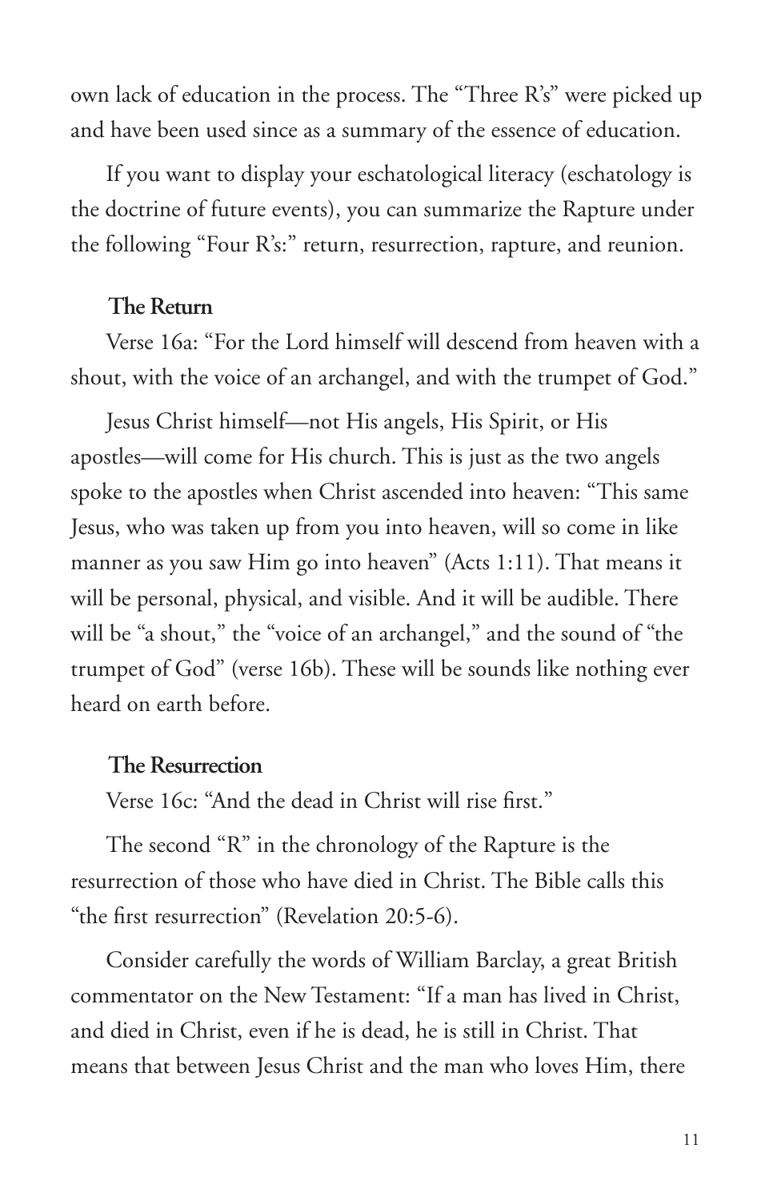own lack of education in the process. The "Three R's" were picked up and have been used since as a summary of the essence of education.

If you want to display your eschatological literacy (eschatology is the doctrine of future events), you can summarize the Rapture under the following "Four R's:" return, resurrection, rapture, and reunion.

### The Return

Verse 16a: "For the Lord himself will descend from heaven with a shout, with the voice of an archangel, and with the trumpet of God."

Jesus Christ himself—not His angels, His Spirit, or His apostles—will come for His church. This is just as the two angels spoke to the apostles when Christ ascended into heaven: "This same Jesus, who was taken up from you into heaven, will so come in like manner as you saw Him go into heaven" (Acts 1:11). That means it will be personal, physical, and visible. And it will be audible. There will be "a shout," the "voice of an archangel," and the sound of "the trumpet of God" (verse 16b). These will be sounds like nothing ever heard on earth before.

### The Resurrection

Verse 16c: "And the dead in Christ will rise first."

The second "R" in the chronology of the Rapture is the resurrection of those who have died in Christ. The Bible calls this "the first resurrection" (Revelation 20:5-6).

Consider carefully the words of William Barclay, a great British commentator on the New Testament: "If a man has lived in Christ, and died in Christ, even if he is dead, he is still in Christ. That means that between Jesus Christ and the man who loves Him, there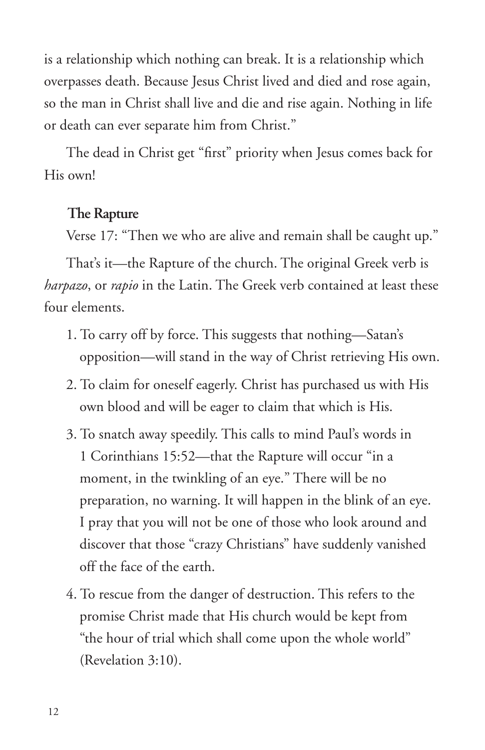is a relationship which nothing can break. It is a relationship which overpasses death. Because Jesus Christ lived and died and rose again, so the man in Christ shall live and die and rise again. Nothing in life or death can ever separate him from Christ."

The dead in Christ get "first" priority when Jesus comes back for His own!

### The Rapture

Verse 17: "Then we who are alive and remain shall be caught up."

That's it—the Rapture of the church. The original Greek verb is *harpazo*, or *rapio* in the Latin. The Greek verb contained at least these four elements.

1. To carry off by force. This suggests that nothing—Satan's opposition—will stand in the way of Christ retrieving His own.
2. To claim for oneself eagerly. Christ has purchased us with His own blood and will be eager to claim that which is His.
3. To snatch away speedily. This calls to mind Paul's words in 1 Corinthians 15:52—that the Rapture will occur "in a moment, in the twinkling of an eye." There will be no preparation, no warning. It will happen in the blink of an eye. I pray that you will not be one of those who look around and discover that those "crazy Christians" have suddenly vanished off the face of the earth.
4. To rescue from the danger of destruction. This refers to the promise Christ made that His church would be kept from "the hour of trial which shall come upon the whole world" (Revelation 3:10).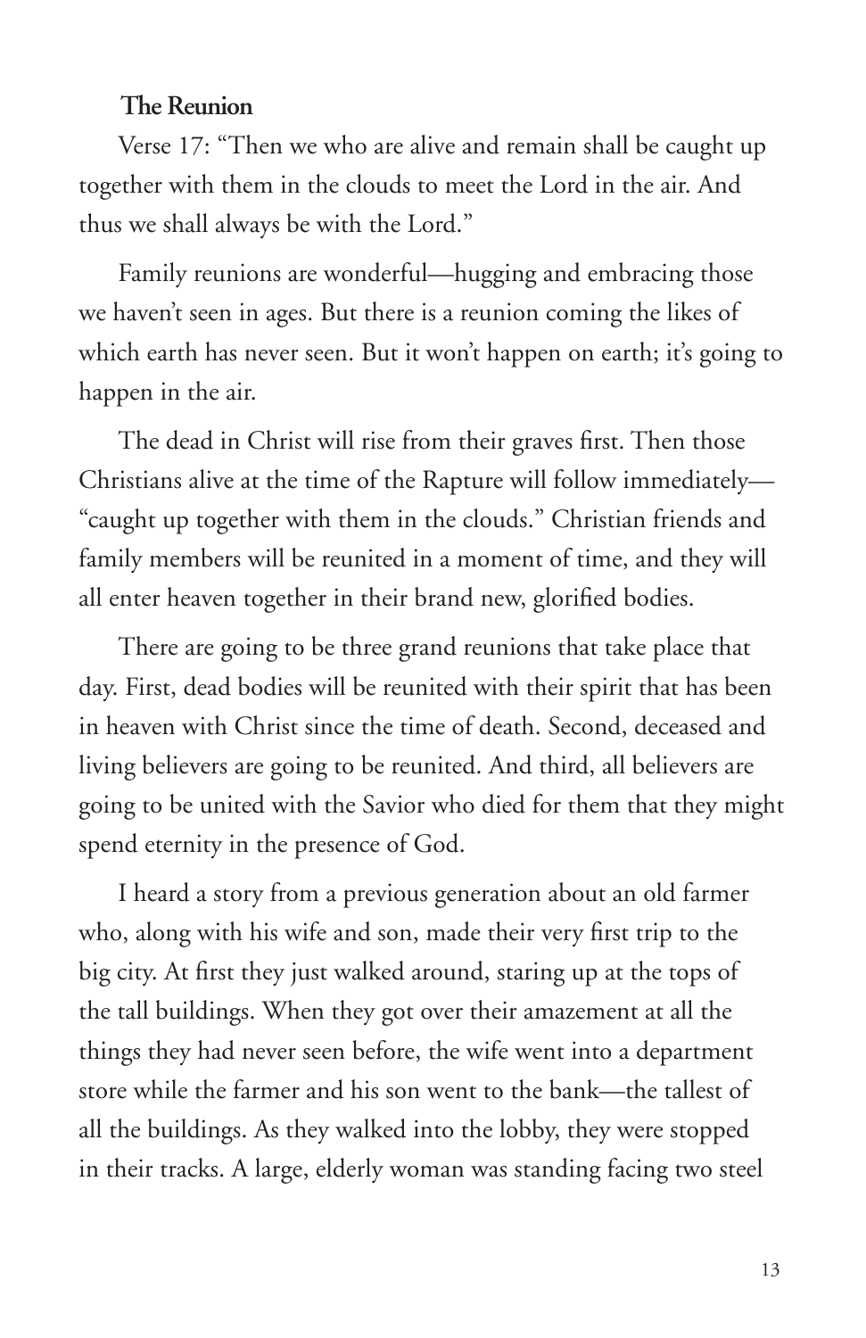### The Reunion

Verse 17: "Then we who are alive and remain shall be caught up together with them in the clouds to meet the Lord in the air. And thus we shall always be with the Lord."

Family reunions are wonderful—hugging and embracing those we haven't seen in ages. But there is a reunion coming the likes of which earth has never seen. But it won't happen on earth; it's going to happen in the air.

The dead in Christ will rise from their graves first. Then those Christians alive at the time of the Rapture will follow immediately—"caught up together with them in the clouds." Christian friends and family members will be reunited in a moment of time, and they will all enter heaven together in their brand new, glorified bodies.

There are going to be three grand reunions that take place that day. First, dead bodies will be reunited with their spirit that has been in heaven with Christ since the time of death. Second, deceased and living believers are going to be reunited. And third, all believers are going to be united with the Savior who died for them that they might spend eternity in the presence of God.

I heard a story from a previous generation about an old farmer who, along with his wife and son, made their very first trip to the big city. At first they just walked around, staring up at the tops of the tall buildings. When they got over their amazement at all the things they had never seen before, the wife went into a department store while the farmer and his son went to the bank—the tallest of all the buildings. As they walked into the lobby, they were stopped in their tracks. A large, elderly woman was standing facing two steel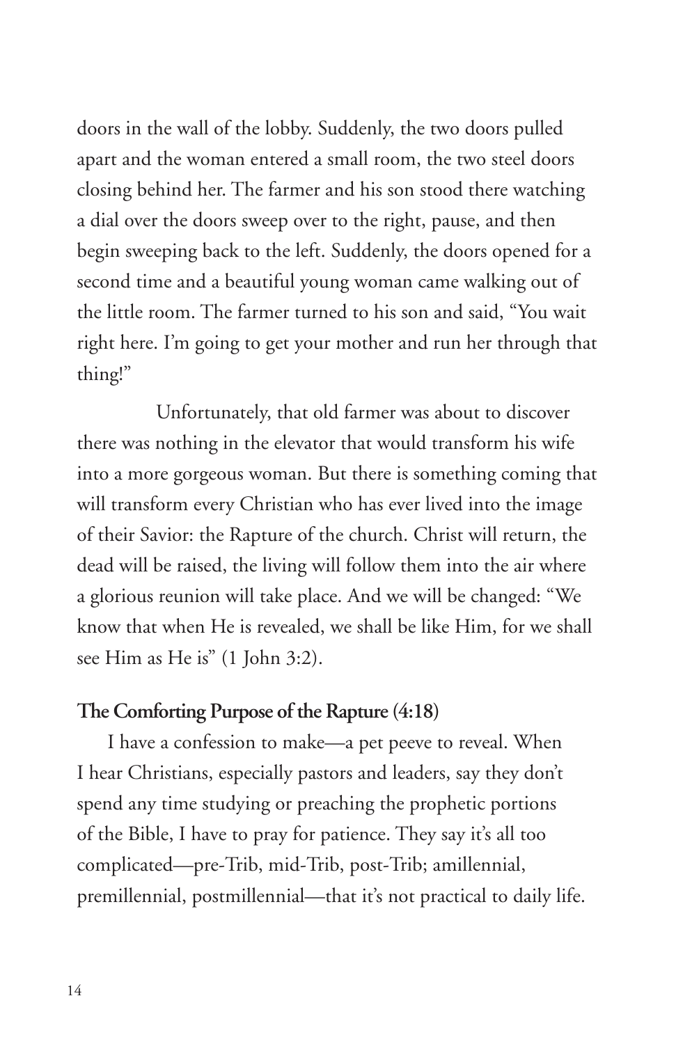doors in the wall of the lobby. Suddenly, the two doors pulled apart and the woman entered a small room, the two steel doors closing behind her. The farmer and his son stood there watching a dial over the doors sweep over to the right, pause, and then begin sweeping back to the left. Suddenly, the doors opened for a second time and a beautiful young woman came walking out of the little room. The farmer turned to his son and said, "You wait right here. I'm going to get your mother and run her through that thing!"

Unfortunately, that old farmer was about to discover there was nothing in the elevator that would transform his wife into a more gorgeous woman. But there is something coming that will transform every Christian who has ever lived into the image of their Savior: the Rapture of the church. Christ will return, the dead will be raised, the living will follow them into the air where a glorious reunion will take place. And we will be changed: "We know that when He is revealed, we shall be like Him, for we shall see Him as He is" (1 John 3:2).

**The Comforting Purpose of the Rapture (4:18)**

I have a confession to make—a pet peeve to reveal. When I hear Christians, especially pastors and leaders, say they don't spend any time studying or preaching the prophetic portions of the Bible, I have to pray for patience. They say it's all too complicated—pre-Trib, mid-Trib, post-Trib; amillennial, premillennial, postmillennial—that it's not practical to daily life.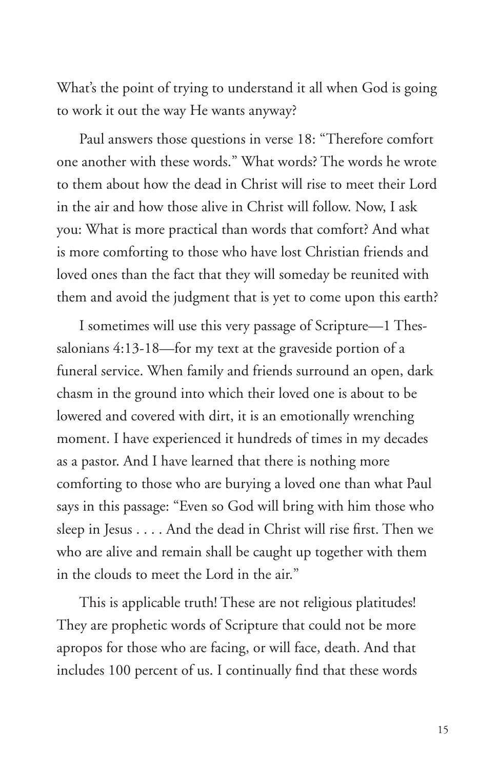What's the point of trying to understand it all when God is going to work it out the way He wants anyway?

Paul answers those questions in verse 18: "Therefore comfort one another with these words." What words? The words he wrote to them about how the dead in Christ will rise to meet their Lord in the air and how those alive in Christ will follow. Now, I ask you: What is more practical than words that comfort? And what is more comforting to those who have lost Christian friends and loved ones than the fact that they will someday be reunited with them and avoid the judgment that is yet to come upon this earth?

I sometimes will use this very passage of Scripture—1 Thessalonians 4:13-18—for my text at the graveside portion of a funeral service. When family and friends surround an open, dark chasm in the ground into which their loved one is about to be lowered and covered with dirt, it is an emotionally wrenching moment. I have experienced it hundreds of times in my decades as a pastor. And I have learned that there is nothing more comforting to those who are burying a loved one than what Paul says in this passage: "Even so God will bring with him those who sleep in Jesus . . . . And the dead in Christ will rise first. Then we who are alive and remain shall be caught up together with them in the clouds to meet the Lord in the air."

This is applicable truth! These are not religious platitudes! They are prophetic words of Scripture that could not be more apropos for those who are facing, or will face, death. And that includes 100 percent of us. I continually find that these words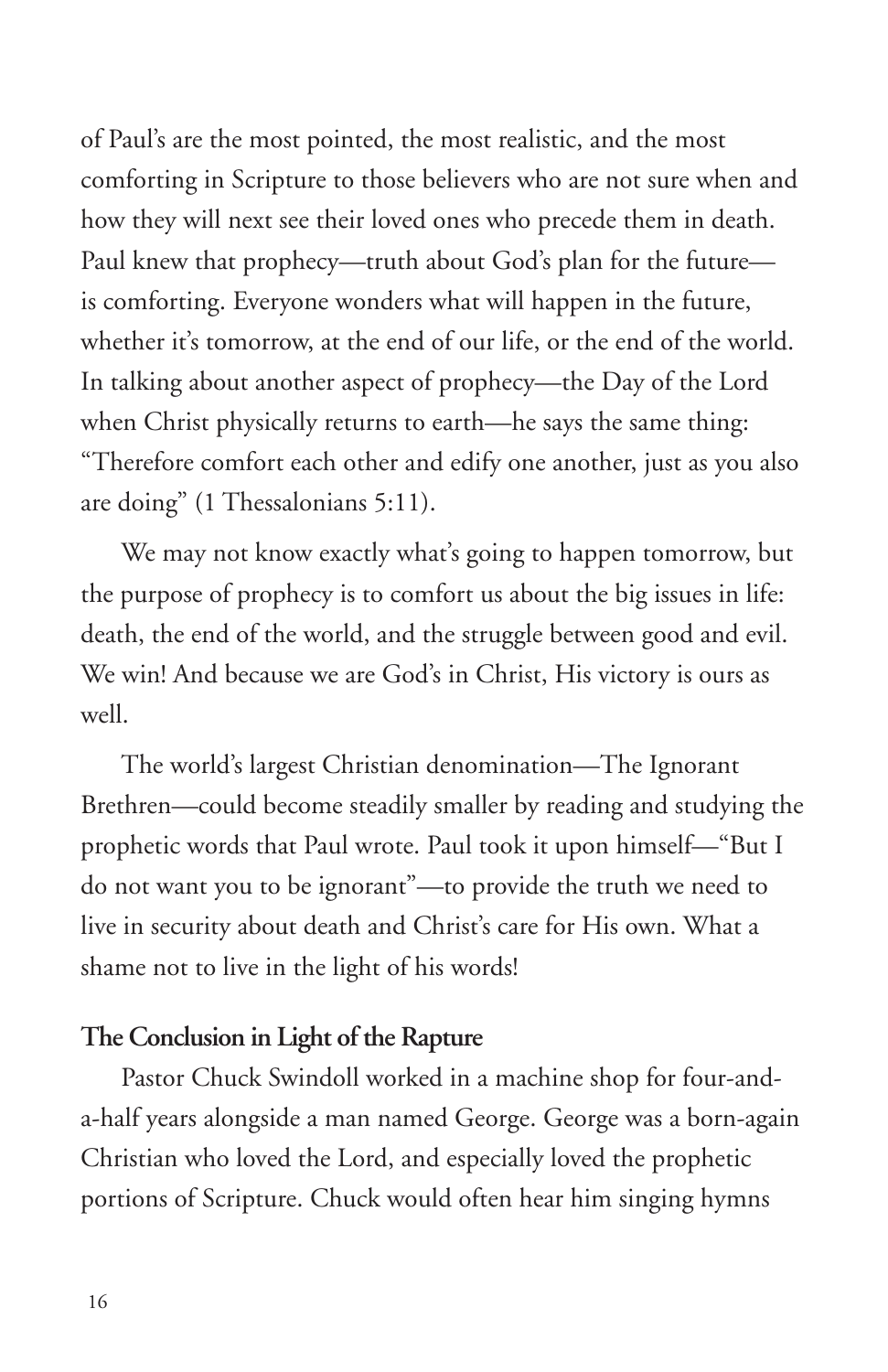of Paul's are the most pointed, the most realistic, and the most comforting in Scripture to those believers who are not sure when and how they will next see their loved ones who precede them in death. Paul knew that prophecy—truth about God's plan for the future—is comforting. Everyone wonders what will happen in the future, whether it's tomorrow, at the end of our life, or the end of the world. In talking about another aspect of prophecy—the Day of the Lord when Christ physically returns to earth—he says the same thing: "Therefore comfort each other and edify one another, just as you also are doing" (1 Thessalonians 5:11).

We may not know exactly what's going to happen tomorrow, but the purpose of prophecy is to comfort us about the big issues in life: death, the end of the world, and the struggle between good and evil. We win! And because we are God's in Christ, His victory is ours as well.

The world's largest Christian denomination—The Ignorant Brethren—could become steadily smaller by reading and studying the prophetic words that Paul wrote. Paul took it upon himself—"But I do not want you to be ignorant"—to provide the truth we need to live in security about death and Christ's care for His own. What a shame not to live in the light of his words!

**The Conclusion in Light of the Rapture**

Pastor Chuck Swindoll worked in a machine shop for four-and-a-half years alongside a man named George. George was a born-again Christian who loved the Lord, and especially loved the prophetic portions of Scripture. Chuck would often hear him singing hymns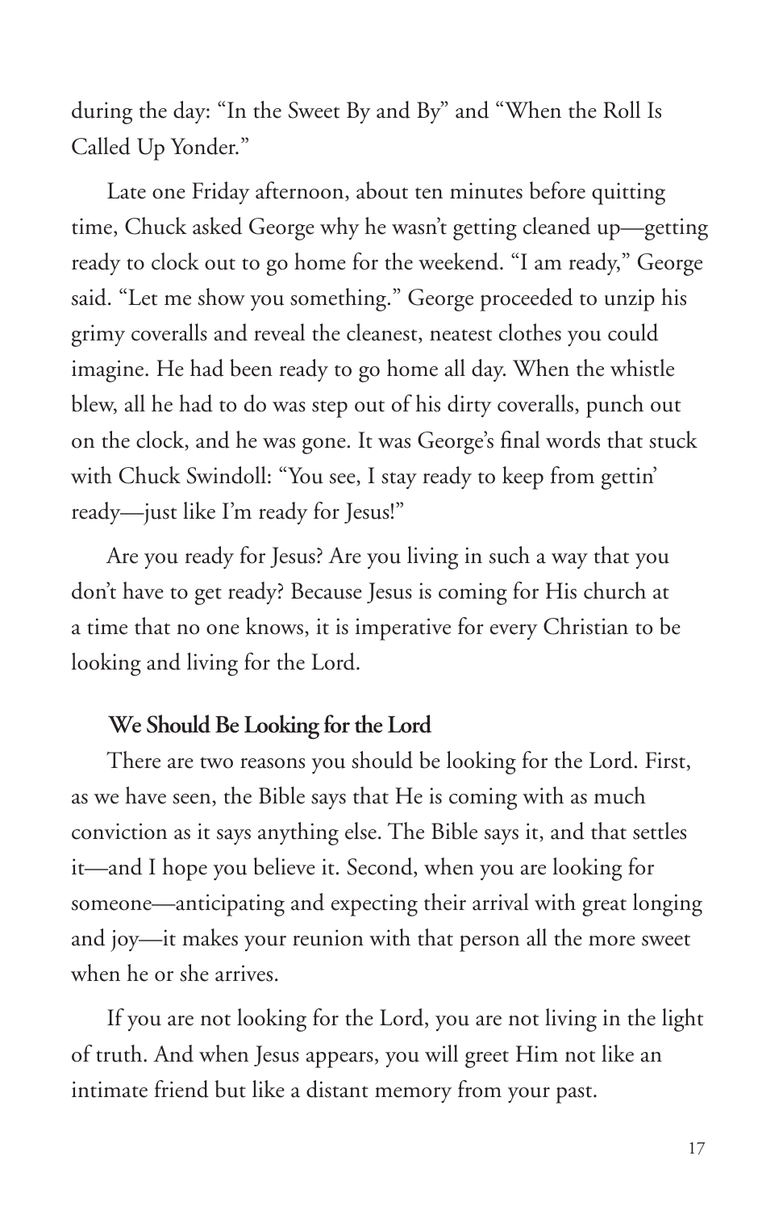during the day: "In the Sweet By and By" and "When the Roll Is Called Up Yonder."

Late one Friday afternoon, about ten minutes before quitting time, Chuck asked George why he wasn't getting cleaned up—getting ready to clock out to go home for the weekend. "I am ready," George said. "Let me show you something." George proceeded to unzip his grimy coveralls and reveal the cleanest, neatest clothes you could imagine. He had been ready to go home all day. When the whistle blew, all he had to do was step out of his dirty coveralls, punch out on the clock, and he was gone. It was George's final words that stuck with Chuck Swindoll: "You see, I stay ready to keep from gettin' ready—just like I'm ready for Jesus!"

Are you ready for Jesus? Are you living in such a way that you don't have to get ready? Because Jesus is coming for His church at a time that no one knows, it is imperative for every Christian to be looking and living for the Lord.

### We Should Be Looking for the Lord

There are two reasons you should be looking for the Lord. First, as we have seen, the Bible says that He is coming with as much conviction as it says anything else. The Bible says it, and that settles it—and I hope you believe it. Second, when you are looking for someone—anticipating and expecting their arrival with great longing and joy—it makes your reunion with that person all the more sweet when he or she arrives.

If you are not looking for the Lord, you are not living in the light of truth. And when Jesus appears, you will greet Him not like an intimate friend but like a distant memory from your past.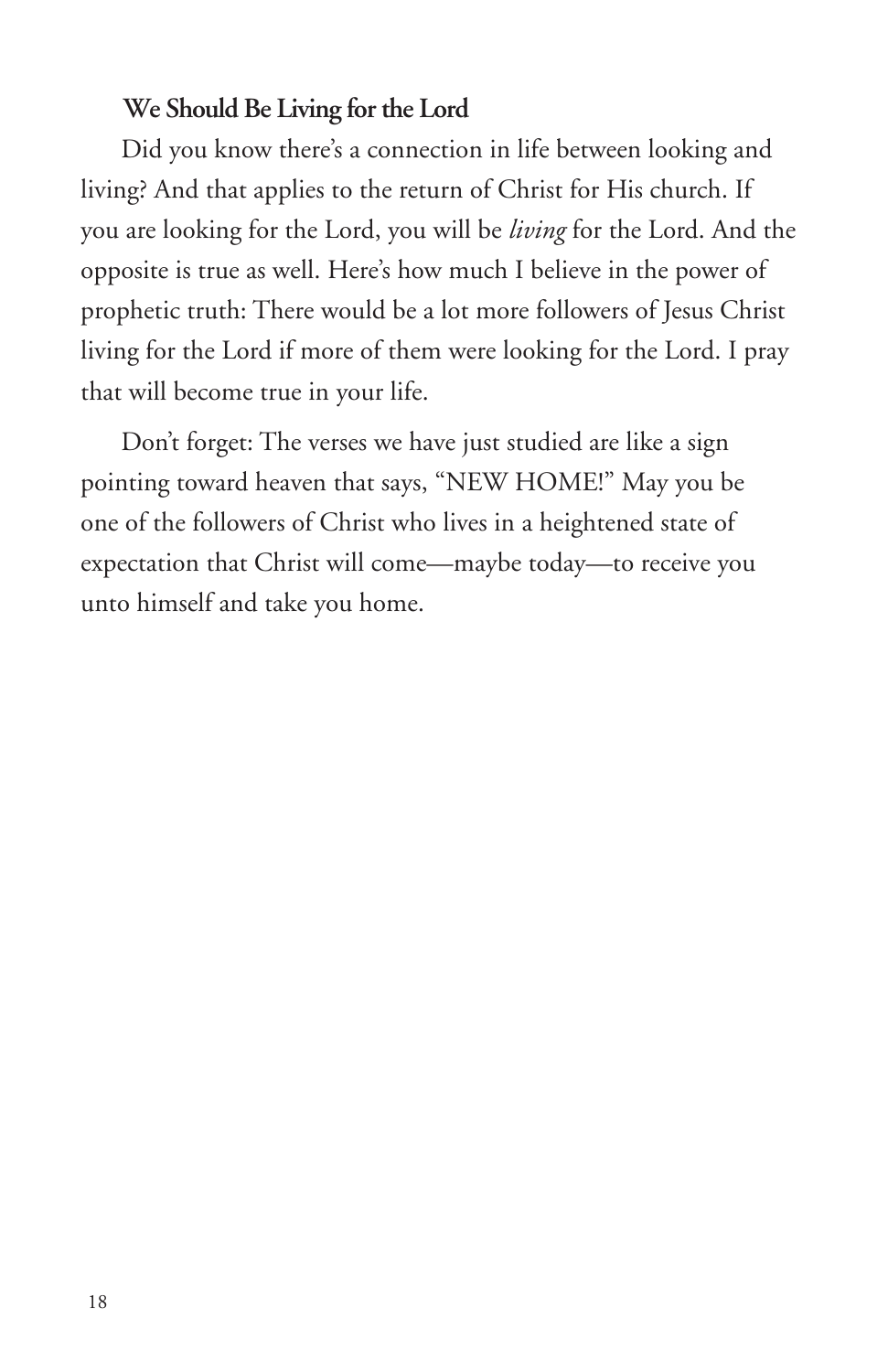### We Should Be Living for the Lord

Did you know there's a connection in life between looking and living? And that applies to the return of Christ for His church. If you are looking for the Lord, you will be *living* for the Lord. And the opposite is true as well. Here's how much I believe in the power of prophetic truth: There would be a lot more followers of Jesus Christ living for the Lord if more of them were looking for the Lord. I pray that will become true in your life.

Don't forget: The verses we have just studied are like a sign pointing toward heaven that says, "NEW HOME!" May you be one of the followers of Christ who lives in a heightened state of expectation that Christ will come—maybe today—to receive you unto himself and take you home.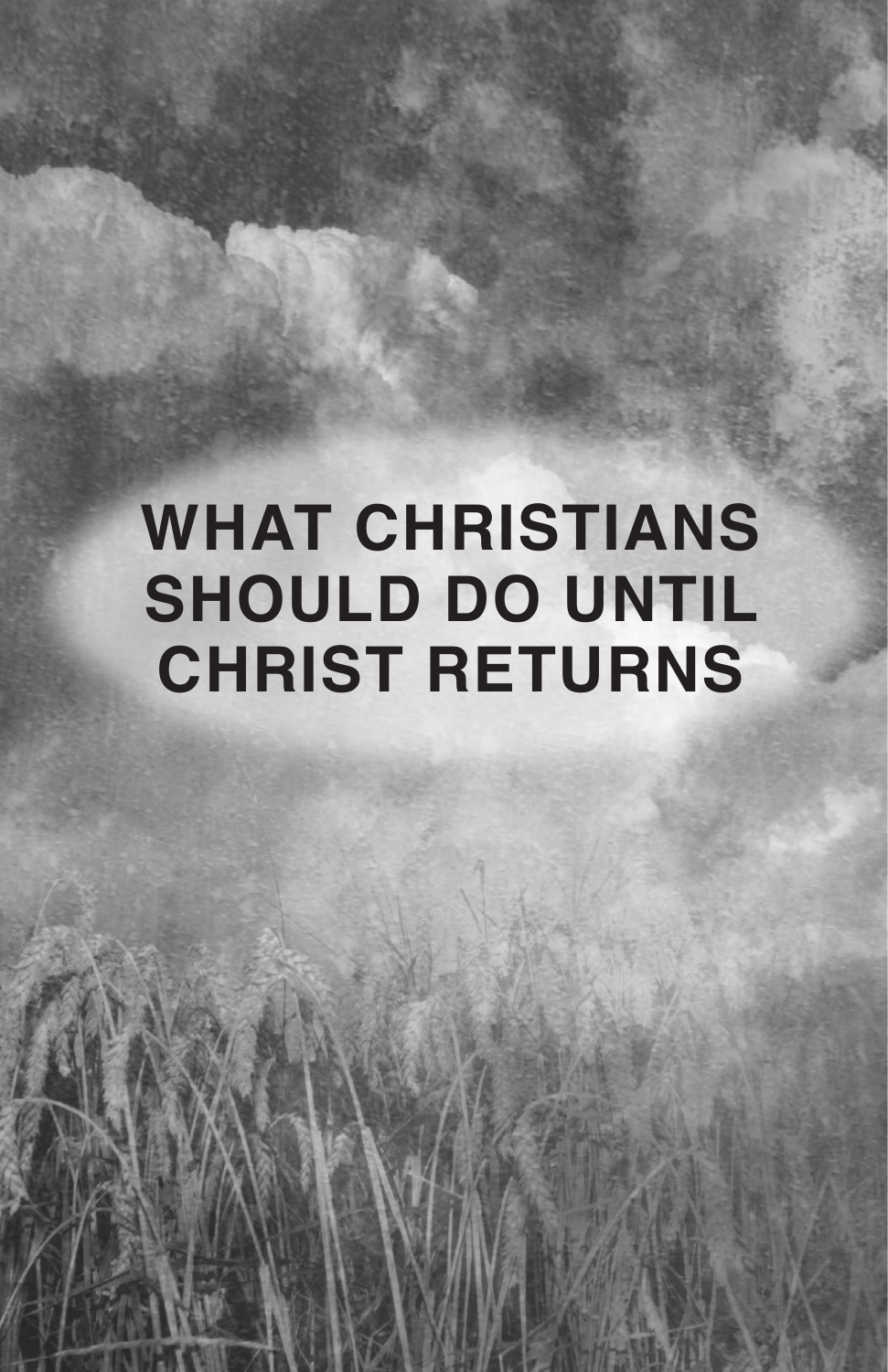# WHAT CHRISTIANS SHOULD DO UNTIL CHRIST RETURNS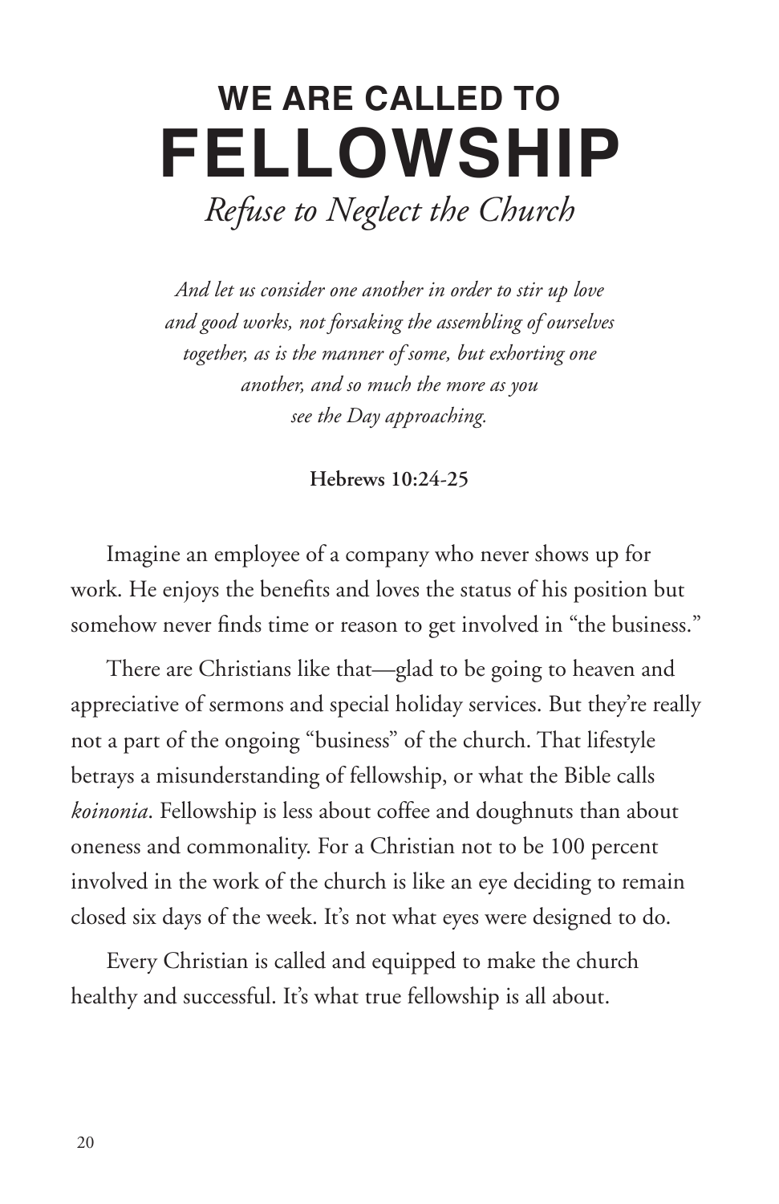# WE ARE CALLED TO FELLOWSHIP

## *Refuse to Neglect the Church*

*And let us consider one another in order to stir up love and good works, not forsaking the assembling of ourselves together, as is the manner of some, but exhorting one another, and so much the more as you see the Day approaching.*

**Hebrews 10:24-25**

Imagine an employee of a company who never shows up for work. He enjoys the benefits and loves the status of his position but somehow never finds time or reason to get involved in "the business."

There are Christians like that—glad to be going to heaven and appreciative of sermons and special holiday services. But they're really not a part of the ongoing "business" of the church. That lifestyle betrays a misunderstanding of fellowship, or what the Bible calls *koinonia*. Fellowship is less about coffee and doughnuts than about oneness and commonality. For a Christian not to be 100 percent involved in the work of the church is like an eye deciding to remain closed six days of the week. It's not what eyes were designed to do.

Every Christian is called and equipped to make the church healthy and successful. It's what true fellowship is all about.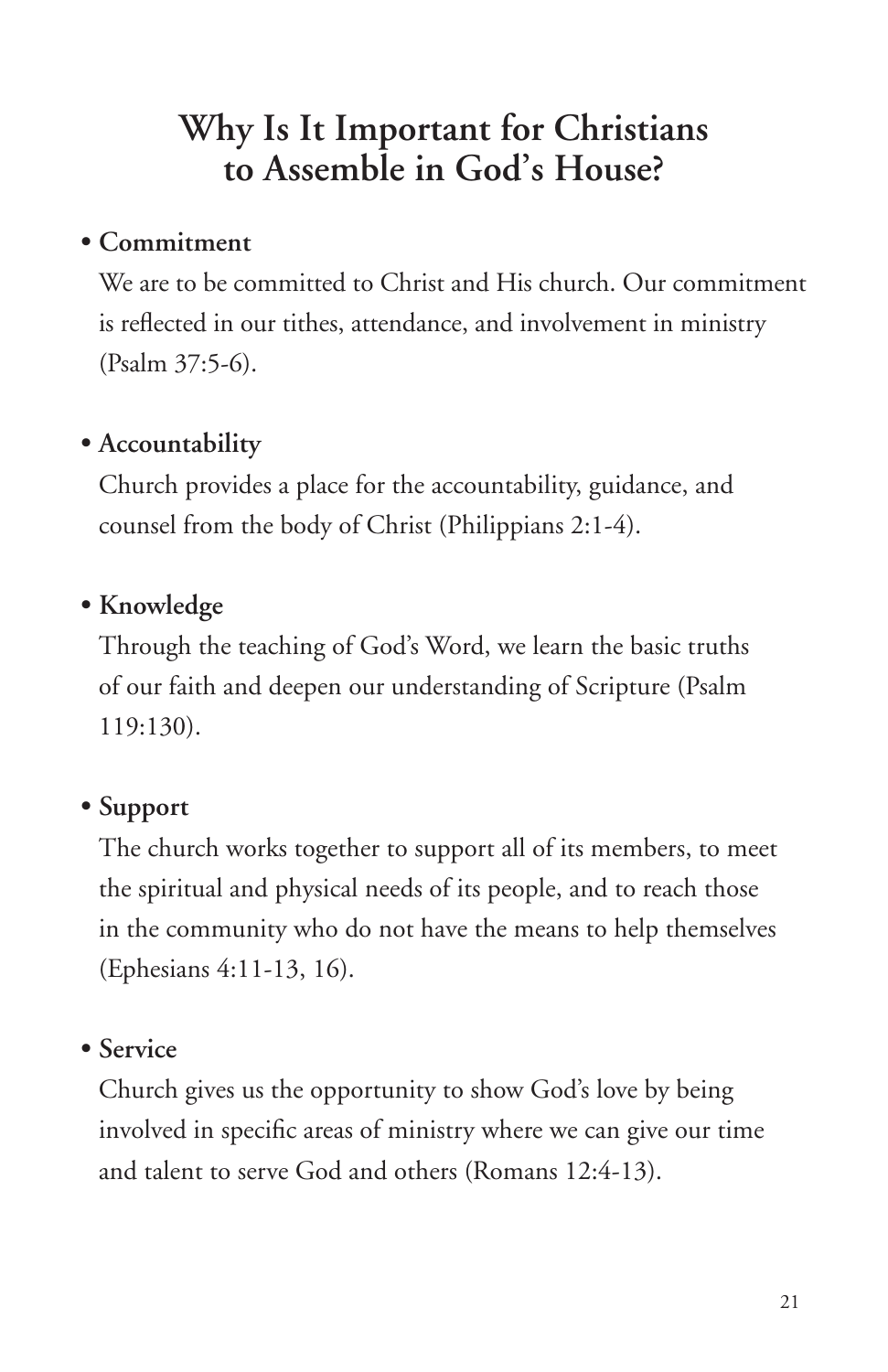# Why Is It Important for Christians to Assemble in God's House?

- **Commitment**

  We are to be committed to Christ and His church. Our commitment is reflected in our tithes, attendance, and involvement in ministry (Psalm 37:5-6).

- **Accountability**

  Church provides a place for the accountability, guidance, and counsel from the body of Christ (Philippians 2:1-4).

- **Knowledge**

  Through the teaching of God's Word, we learn the basic truths of our faith and deepen our understanding of Scripture (Psalm 119:130).

- **Support**

  The church works together to support all of its members, to meet the spiritual and physical needs of its people, and to reach those in the community who do not have the means to help themselves (Ephesians 4:11-13, 16).

- **Service**

  Church gives us the opportunity to show God's love by being involved in specific areas of ministry where we can give our time and talent to serve God and others (Romans 12:4-13).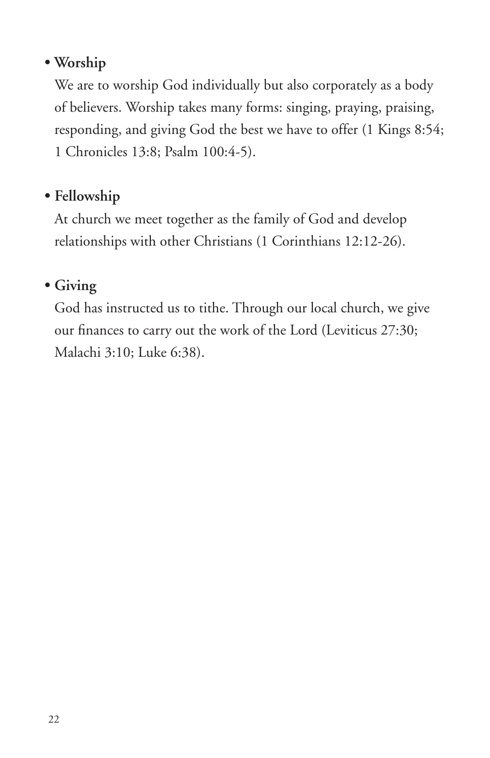- **Worship**

  We are to worship God individually but also corporately as a body of believers. Worship takes many forms: singing, praying, praising, responding, and giving God the best we have to offer (1 Kings 8:54; 1 Chronicles 13:8; Psalm 100:4-5).

- **Fellowship**

  At church we meet together as the family of God and develop relationships with other Christians (1 Corinthians 12:12-26).

- **Giving**

  God has instructed us to tithe. Through our local church, we give our finances to carry out the work of the Lord (Leviticus 27:30; Malachi 3:10; Luke 6:38).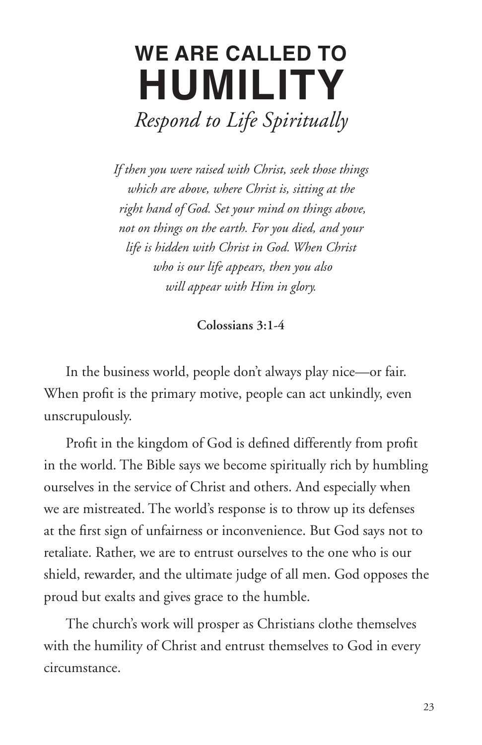# WE ARE CALLED TO HUMILITY

*Respond to Life Spiritually*

*If then you were raised with Christ, seek those things which are above, where Christ is, sitting at the right hand of God. Set your mind on things above, not on things on the earth. For you died, and your life is hidden with Christ in God. When Christ who is our life appears, then you also will appear with Him in glory.*

**Colossians 3:1-4**

In the business world, people don't always play nice—or fair. When profit is the primary motive, people can act unkindly, even unscrupulously.

Profit in the kingdom of God is defined differently from profit in the world. The Bible says we become spiritually rich by humbling ourselves in the service of Christ and others. And especially when we are mistreated. The world's response is to throw up its defenses at the first sign of unfairness or inconvenience. But God says not to retaliate. Rather, we are to entrust ourselves to the one who is our shield, rewarder, and the ultimate judge of all men. God opposes the proud but exalts and gives grace to the humble.

The church's work will prosper as Christians clothe themselves with the humility of Christ and entrust themselves to God in every circumstance.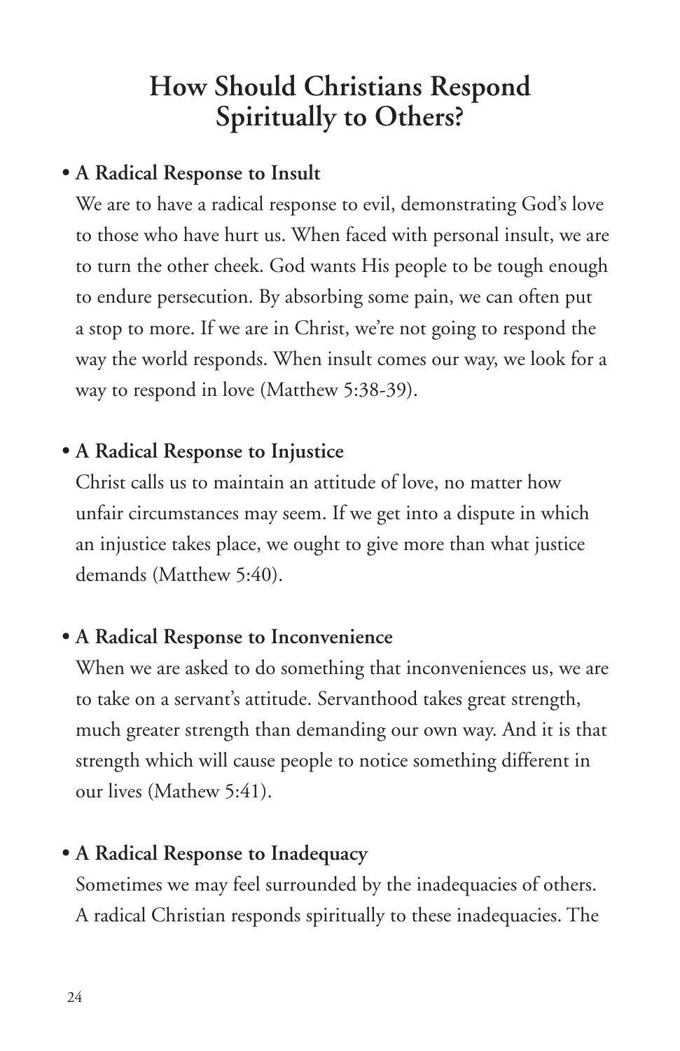# How Should Christians Respond Spiritually to Others?

- **A Radical Response to Insult**

  We are to have a radical response to evil, demonstrating God's love to those who have hurt us. When faced with personal insult, we are to turn the other cheek. God wants His people to be tough enough to endure persecution. By absorbing some pain, we can often put a stop to more. If we are in Christ, we're not going to respond the way the world responds. When insult comes our way, we look for a way to respond in love (Matthew 5:38-39).

- **A Radical Response to Injustice**

  Christ calls us to maintain an attitude of love, no matter how unfair circumstances may seem. If we get into a dispute in which an injustice takes place, we ought to give more than what justice demands (Matthew 5:40).

- **A Radical Response to Inconvenience**

  When we are asked to do something that inconveniences us, we are to take on a servant's attitude. Servanthood takes great strength, much greater strength than demanding our own way. And it is that strength which will cause people to notice something different in our lives (Mathew 5:41).

- **A Radical Response to Inadequacy**

  Sometimes we may feel surrounded by the inadequacies of others. A radical Christian responds spiritually to these inadequacies. The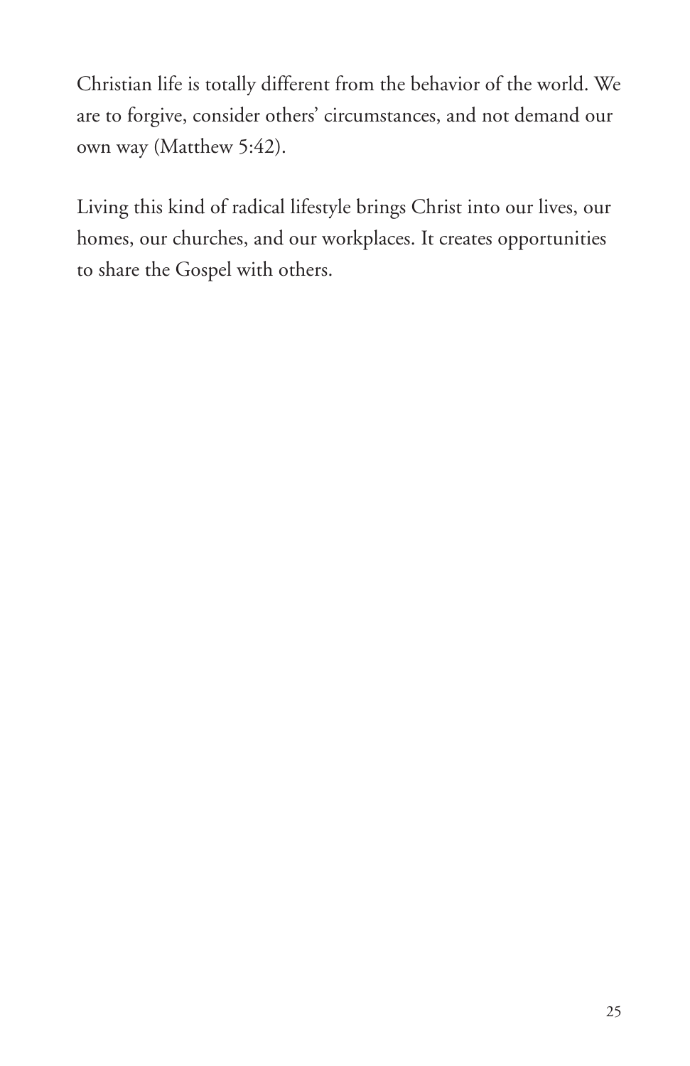Christian life is totally different from the behavior of the world. We are to forgive, consider others' circumstances, and not demand our own way (Matthew 5:42).

Living this kind of radical lifestyle brings Christ into our lives, our homes, our churches, and our workplaces. It creates opportunities to share the Gospel with others.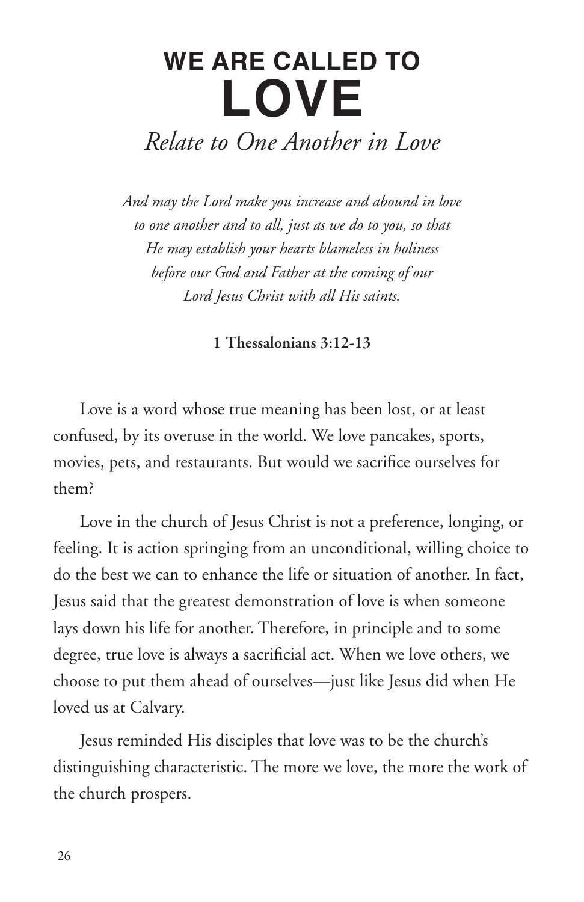# WE ARE CALLED TO LOVE

## *Relate to One Another in Love*

*And may the Lord make you increase and abound in love to one another and to all, just as we do to you, so that He may establish your hearts blameless in holiness before our God and Father at the coming of our Lord Jesus Christ with all His saints.*

**1 Thessalonians 3:12-13**

Love is a word whose true meaning has been lost, or at least confused, by its overuse in the world. We love pancakes, sports, movies, pets, and restaurants. But would we sacrifice ourselves for them?

Love in the church of Jesus Christ is not a preference, longing, or feeling. It is action springing from an unconditional, willing choice to do the best we can to enhance the life or situation of another. In fact, Jesus said that the greatest demonstration of love is when someone lays down his life for another. Therefore, in principle and to some degree, true love is always a sacrificial act. When we love others, we choose to put them ahead of ourselves—just like Jesus did when He loved us at Calvary.

Jesus reminded His disciples that love was to be the church's distinguishing characteristic. The more we love, the more the work of the church prospers.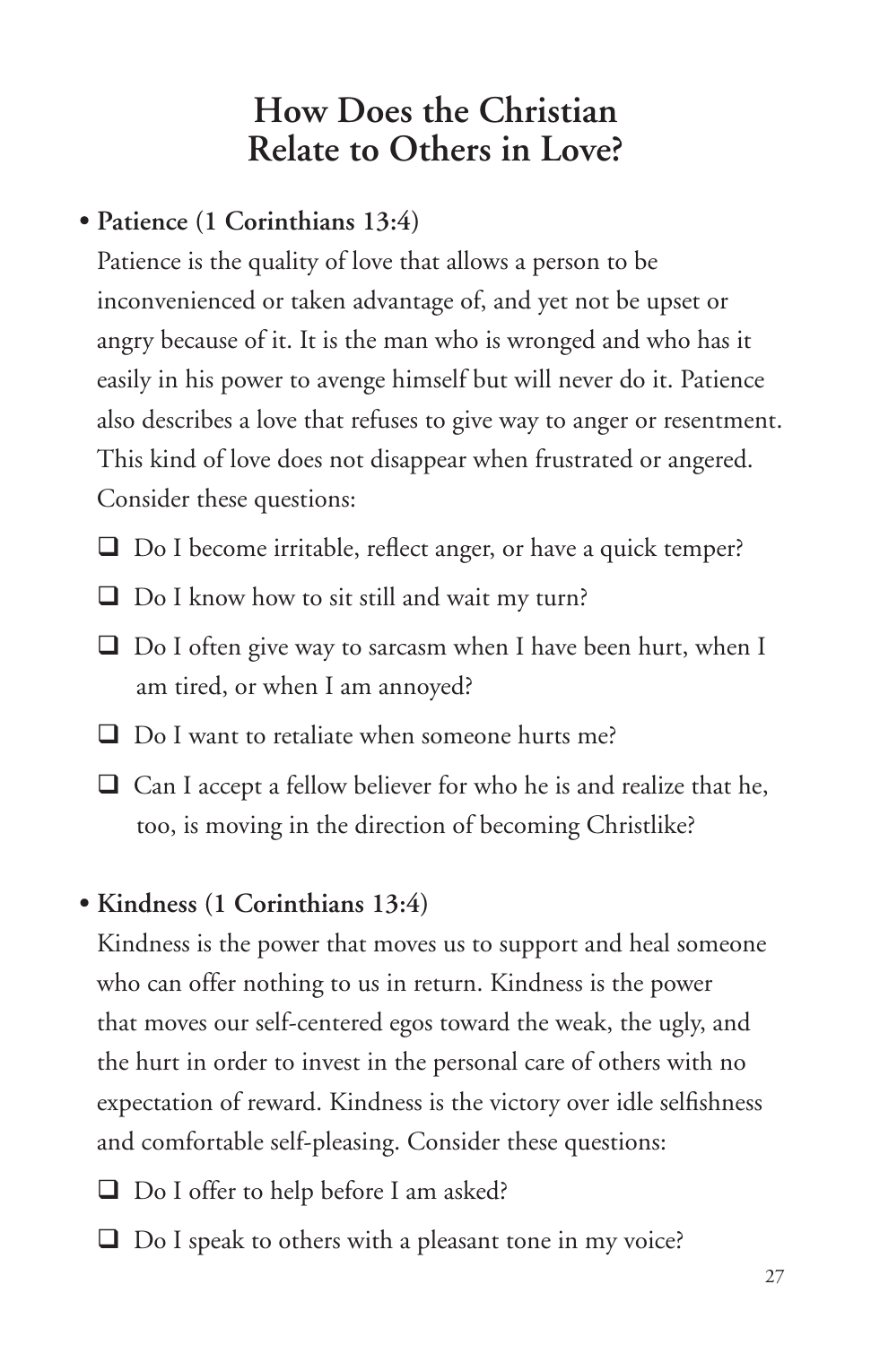# How Does the Christian Relate to Others in Love?

- **Patience (1 Corinthians 13:4)**

  Patience is the quality of love that allows a person to be inconvenienced or taken advantage of, and yet not be upset or angry because of it. It is the man who is wronged and who has it easily in his power to avenge himself but will never do it. Patience also describes a love that refuses to give way to anger or resentment. This kind of love does not disappear when frustrated or angered. Consider these questions:

  - [ ] Do I become irritable, reflect anger, or have a quick temper?
  - [ ] Do I know how to sit still and wait my turn?
  - [ ] Do I often give way to sarcasm when I have been hurt, when I am tired, or when I am annoyed?
  - [ ] Do I want to retaliate when someone hurts me?
  - [ ] Can I accept a fellow believer for who he is and realize that he, too, is moving in the direction of becoming Christlike?

- **Kindness (1 Corinthians 13:4)**

  Kindness is the power that moves us to support and heal someone who can offer nothing to us in return. Kindness is the power that moves our self-centered egos toward the weak, the ugly, and the hurt in order to invest in the personal care of others with no expectation of reward. Kindness is the victory over idle selfishness and comfortable self-pleasing. Consider these questions:

  - [ ] Do I offer to help before I am asked?
  - [ ] Do I speak to others with a pleasant tone in my voice?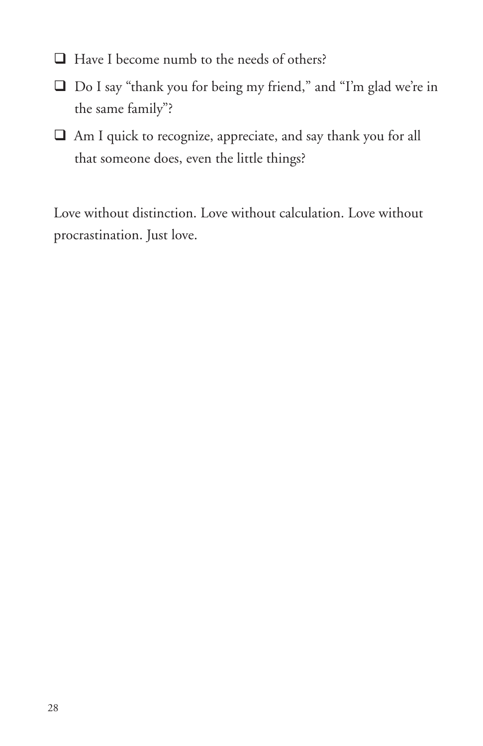- [ ] Have I become numb to the needs of others?
- [ ] Do I say "thank you for being my friend," and "I'm glad we're in the same family"?
- [ ] Am I quick to recognize, appreciate, and say thank you for all that someone does, even the little things?

Love without distinction. Love without calculation. Love without procrastination. Just love.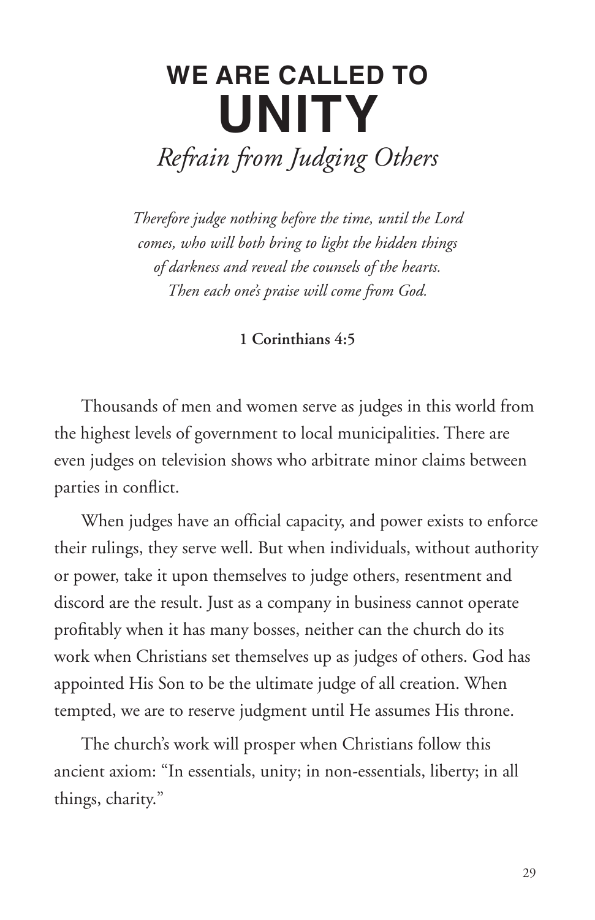# WE ARE CALLED TO UNITY

## *Refrain from Judging Others*

*Therefore judge nothing before the time, until the Lord comes, who will both bring to light the hidden things of darkness and reveal the counsels of the hearts. Then each one's praise will come from God.*

**1 Corinthians 4:5**

Thousands of men and women serve as judges in this world from the highest levels of government to local municipalities. There are even judges on television shows who arbitrate minor claims between parties in conflict.

When judges have an official capacity, and power exists to enforce their rulings, they serve well. But when individuals, without authority or power, take it upon themselves to judge others, resentment and discord are the result. Just as a company in business cannot operate profitably when it has many bosses, neither can the church do its work when Christians set themselves up as judges of others. God has appointed His Son to be the ultimate judge of all creation. When tempted, we are to reserve judgment until He assumes His throne.

The church's work will prosper when Christians follow this ancient axiom: "In essentials, unity; in non-essentials, liberty; in all things, charity."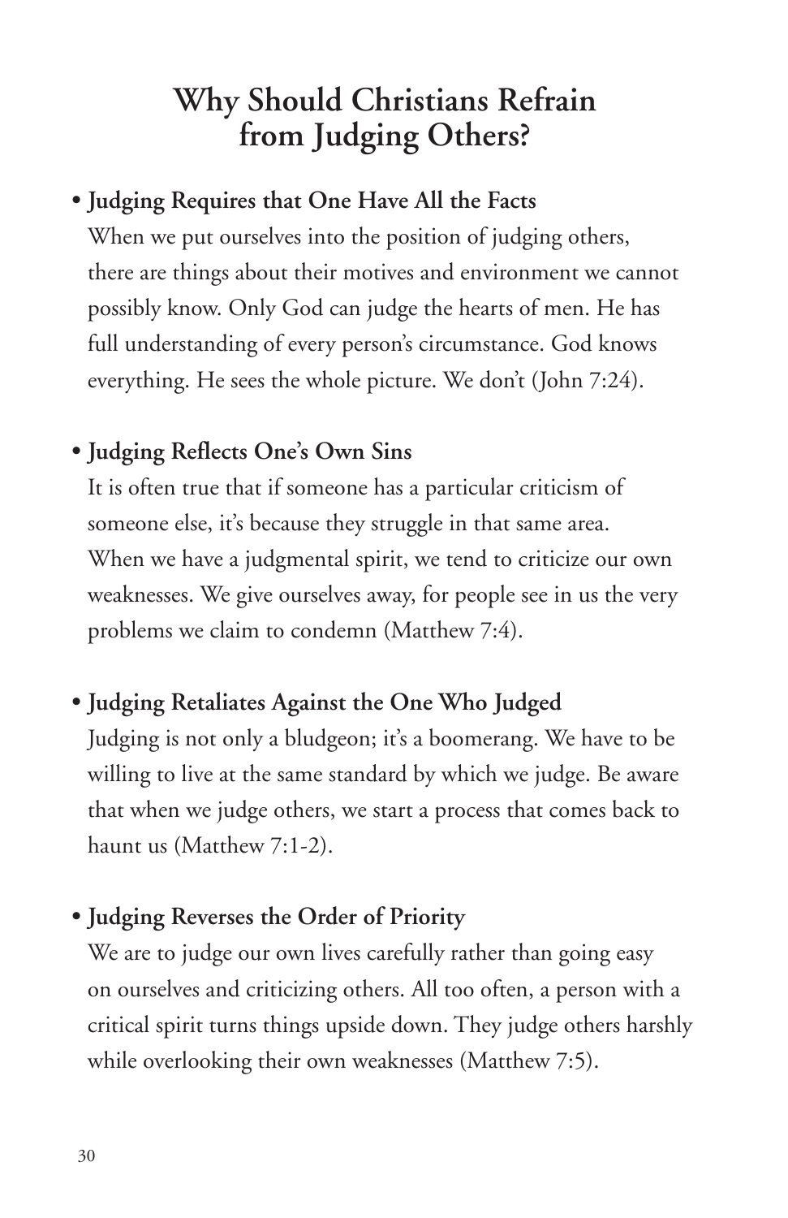# Why Should Christians Refrain from Judging Others?

- **Judging Requires that One Have All the Facts**
  When we put ourselves into the position of judging others, there are things about their motives and environment we cannot possibly know. Only God can judge the hearts of men. He has full understanding of every person's circumstance. God knows everything. He sees the whole picture. We don't (John 7:24).

- **Judging Reflects One's Own Sins**
  It is often true that if someone has a particular criticism of someone else, it's because they struggle in that same area. When we have a judgmental spirit, we tend to criticize our own weaknesses. We give ourselves away, for people see in us the very problems we claim to condemn (Matthew 7:4).

- **Judging Retaliates Against the One Who Judged**
  Judging is not only a bludgeon; it's a boomerang. We have to be willing to live at the same standard by which we judge. Be aware that when we judge others, we start a process that comes back to haunt us (Matthew 7:1-2).

- **Judging Reverses the Order of Priority**
  We are to judge our own lives carefully rather than going easy on ourselves and criticizing others. All too often, a person with a critical spirit turns things upside down. They judge others harshly while overlooking their own weaknesses (Matthew 7:5).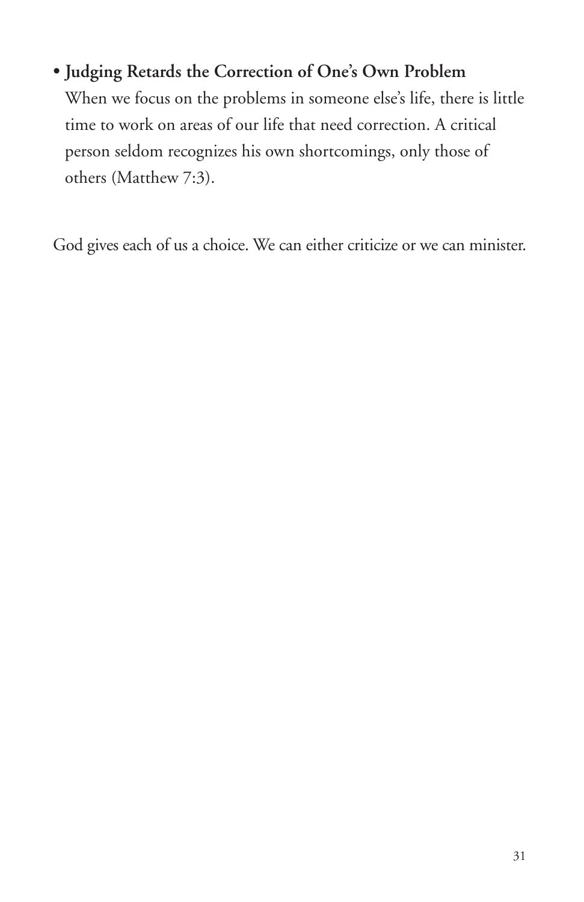- **Judging Retards the Correction of One's Own Problem**
  When we focus on the problems in someone else's life, there is little time to work on areas of our life that need correction. A critical person seldom recognizes his own shortcomings, only those of others (Matthew 7:3).

God gives each of us a choice. We can either criticize or we can minister.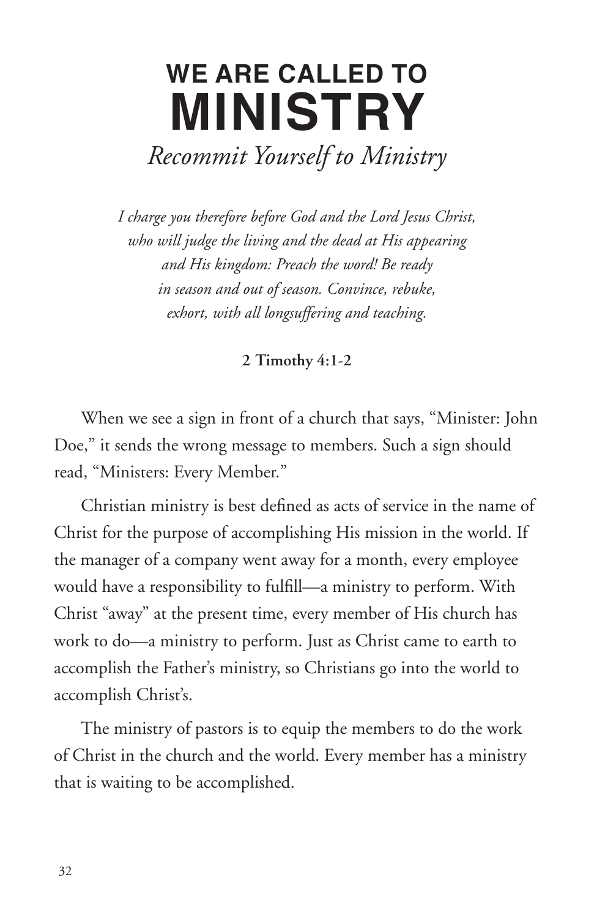# WE ARE CALLED TO MINISTRY

## *Recommit Yourself to Ministry*

*I charge you therefore before God and the Lord Jesus Christ, who will judge the living and the dead at His appearing and His kingdom: Preach the word! Be ready in season and out of season. Convince, rebuke, exhort, with all longsuffering and teaching.*

**2 Timothy 4:1-2**

When we see a sign in front of a church that says, "Minister: John Doe," it sends the wrong message to members. Such a sign should read, "Ministers: Every Member."

Christian ministry is best defined as acts of service in the name of Christ for the purpose of accomplishing His mission in the world. If the manager of a company went away for a month, every employee would have a responsibility to fulfill—a ministry to perform. With Christ "away" at the present time, every member of His church has work to do—a ministry to perform. Just as Christ came to earth to accomplish the Father's ministry, so Christians go into the world to accomplish Christ's.

The ministry of pastors is to equip the members to do the work of Christ in the church and the world. Every member has a ministry that is waiting to be accomplished.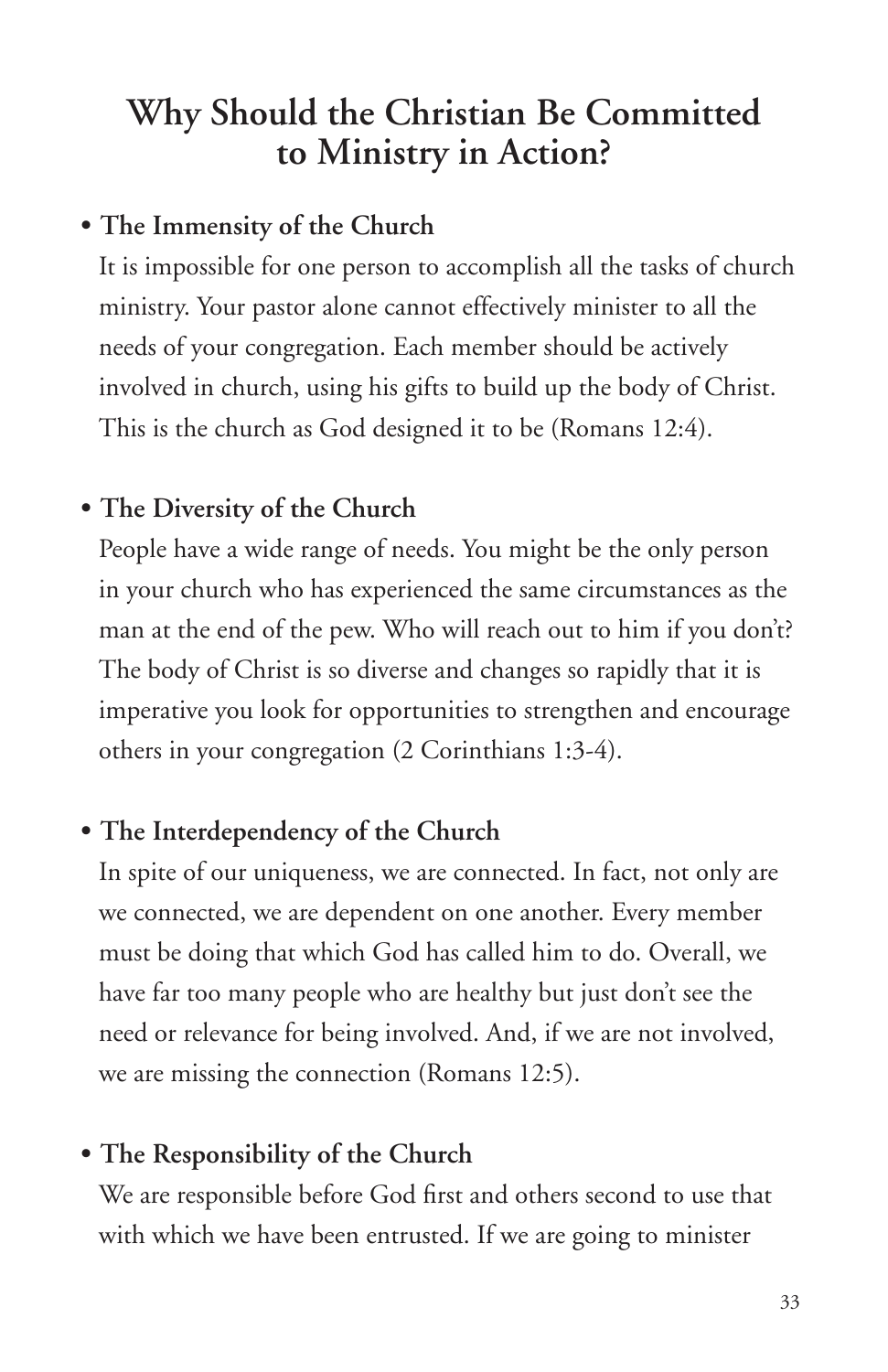## Why Should the Christian Be Committed to Ministry in Action?

- **The Immensity of the Church**
  It is impossible for one person to accomplish all the tasks of church ministry. Your pastor alone cannot effectively minister to all the needs of your congregation. Each member should be actively involved in church, using his gifts to build up the body of Christ. This is the church as God designed it to be (Romans 12:4).

- **The Diversity of the Church**
  People have a wide range of needs. You might be the only person in your church who has experienced the same circumstances as the man at the end of the pew. Who will reach out to him if you don't? The body of Christ is so diverse and changes so rapidly that it is imperative you look for opportunities to strengthen and encourage others in your congregation (2 Corinthians 1:3-4).

- **The Interdependency of the Church**
  In spite of our uniqueness, we are connected. In fact, not only are we connected, we are dependent on one another. Every member must be doing that which God has called him to do. Overall, we have far too many people who are healthy but just don't see the need or relevance for being involved. And, if we are not involved, we are missing the connection (Romans 12:5).

- **The Responsibility of the Church**
  We are responsible before God first and others second to use that with which we have been entrusted. If we are going to minister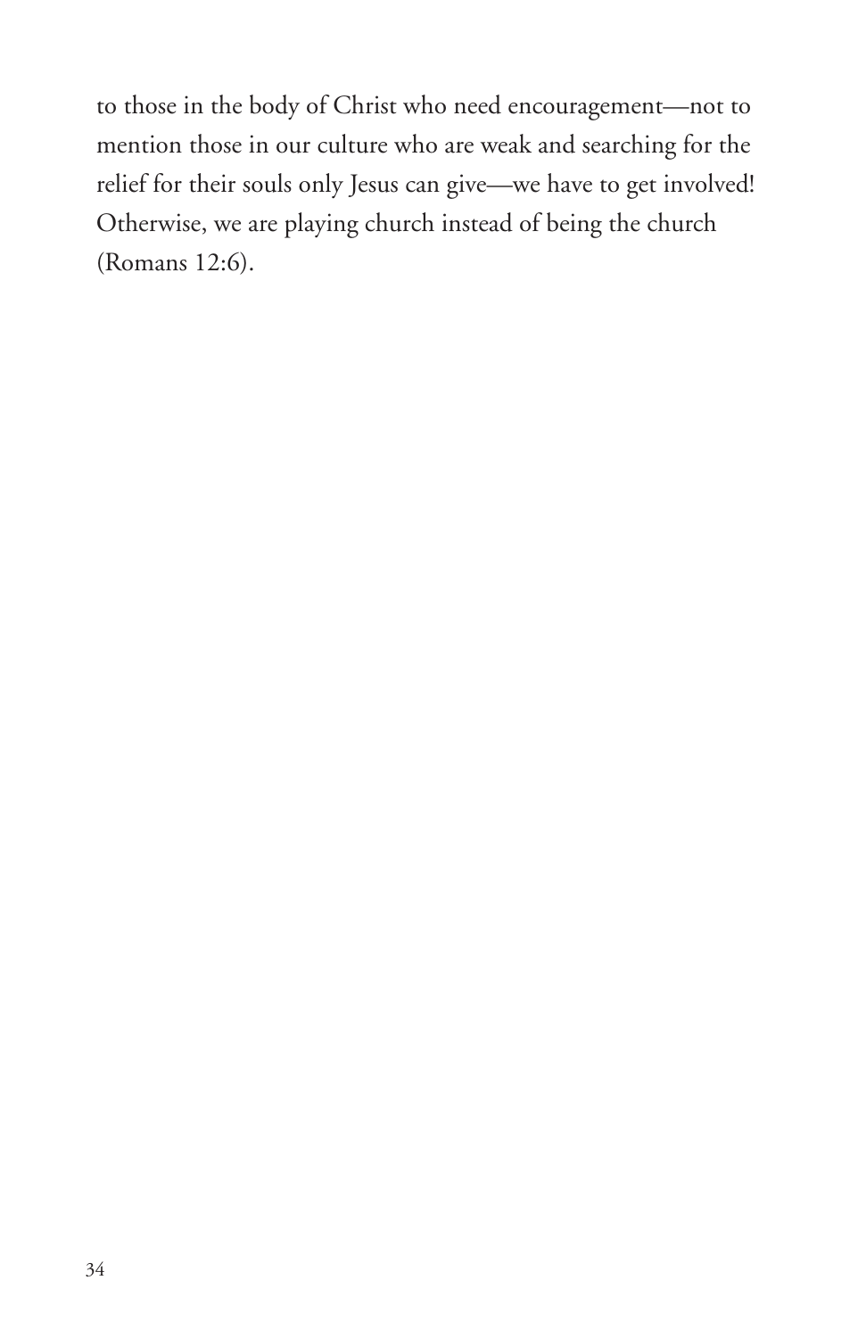to those in the body of Christ who need encouragement—not to mention those in our culture who are weak and searching for the relief for their souls only Jesus can give—we have to get involved! Otherwise, we are playing church instead of being the church (Romans 12:6).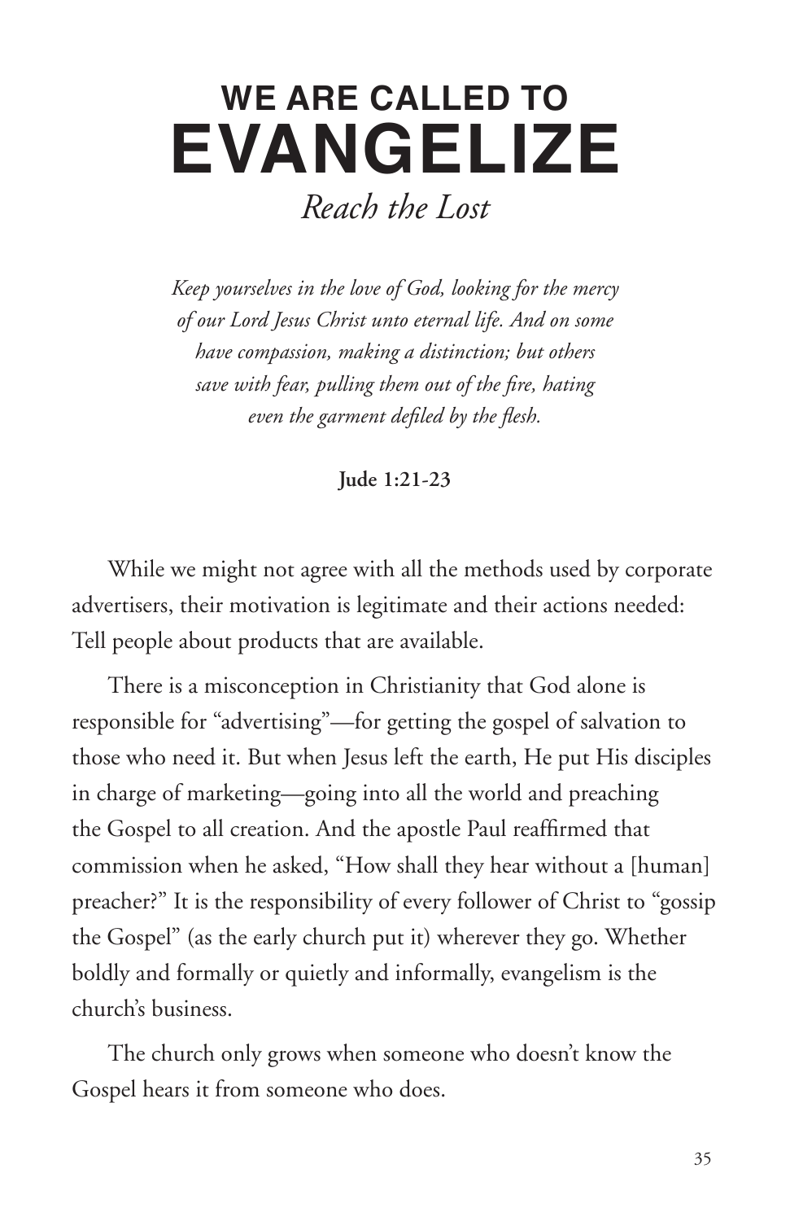# WE ARE CALLED TO EVANGELIZE

*Reach the Lost*

*Keep yourselves in the love of God, looking for the mercy of our Lord Jesus Christ unto eternal life. And on some have compassion, making a distinction; but others save with fear, pulling them out of the fire, hating even the garment defiled by the flesh.*

**Jude 1:21-23**

While we might not agree with all the methods used by corporate advertisers, their motivation is legitimate and their actions needed: Tell people about products that are available.

There is a misconception in Christianity that God alone is responsible for "advertising"—for getting the gospel of salvation to those who need it. But when Jesus left the earth, He put His disciples in charge of marketing—going into all the world and preaching the Gospel to all creation. And the apostle Paul reaffirmed that commission when he asked, "How shall they hear without a [human] preacher?" It is the responsibility of every follower of Christ to "gossip the Gospel" (as the early church put it) wherever they go. Whether boldly and formally or quietly and informally, evangelism is the church's business.

The church only grows when someone who doesn't know the Gospel hears it from someone who does.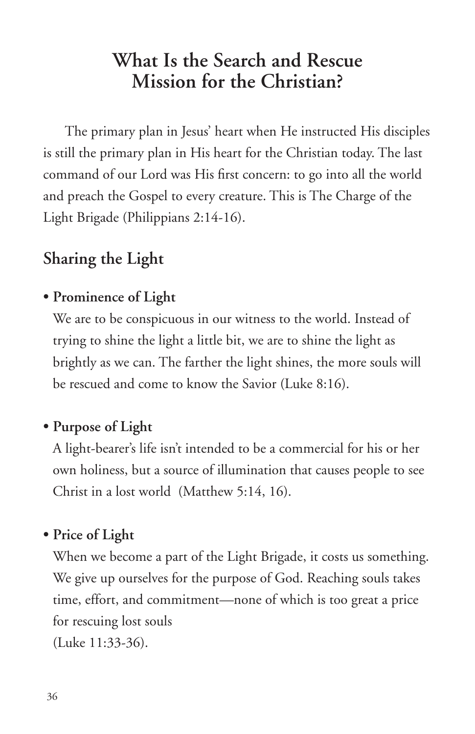# What Is the Search and Rescue Mission for the Christian?

The primary plan in Jesus' heart when He instructed His disciples is still the primary plan in His heart for the Christian today. The last command of our Lord was His first concern: to go into all the world and preach the Gospel to every creature. This is The Charge of the Light Brigade (Philippians 2:14-16).

## Sharing the Light

- **Prominence of Light**
  We are to be conspicuous in our witness to the world. Instead of trying to shine the light a little bit, we are to shine the light as brightly as we can. The farther the light shines, the more souls will be rescued and come to know the Savior (Luke 8:16).

- **Purpose of Light**
  A light-bearer's life isn't intended to be a commercial for his or her own holiness, but a source of illumination that causes people to see Christ in a lost world (Matthew 5:14, 16).

- **Price of Light**
  When we become a part of the Light Brigade, it costs us something. We give up ourselves for the purpose of God. Reaching souls takes time, effort, and commitment—none of which is too great a price for rescuing lost souls
  (Luke 11:33-36).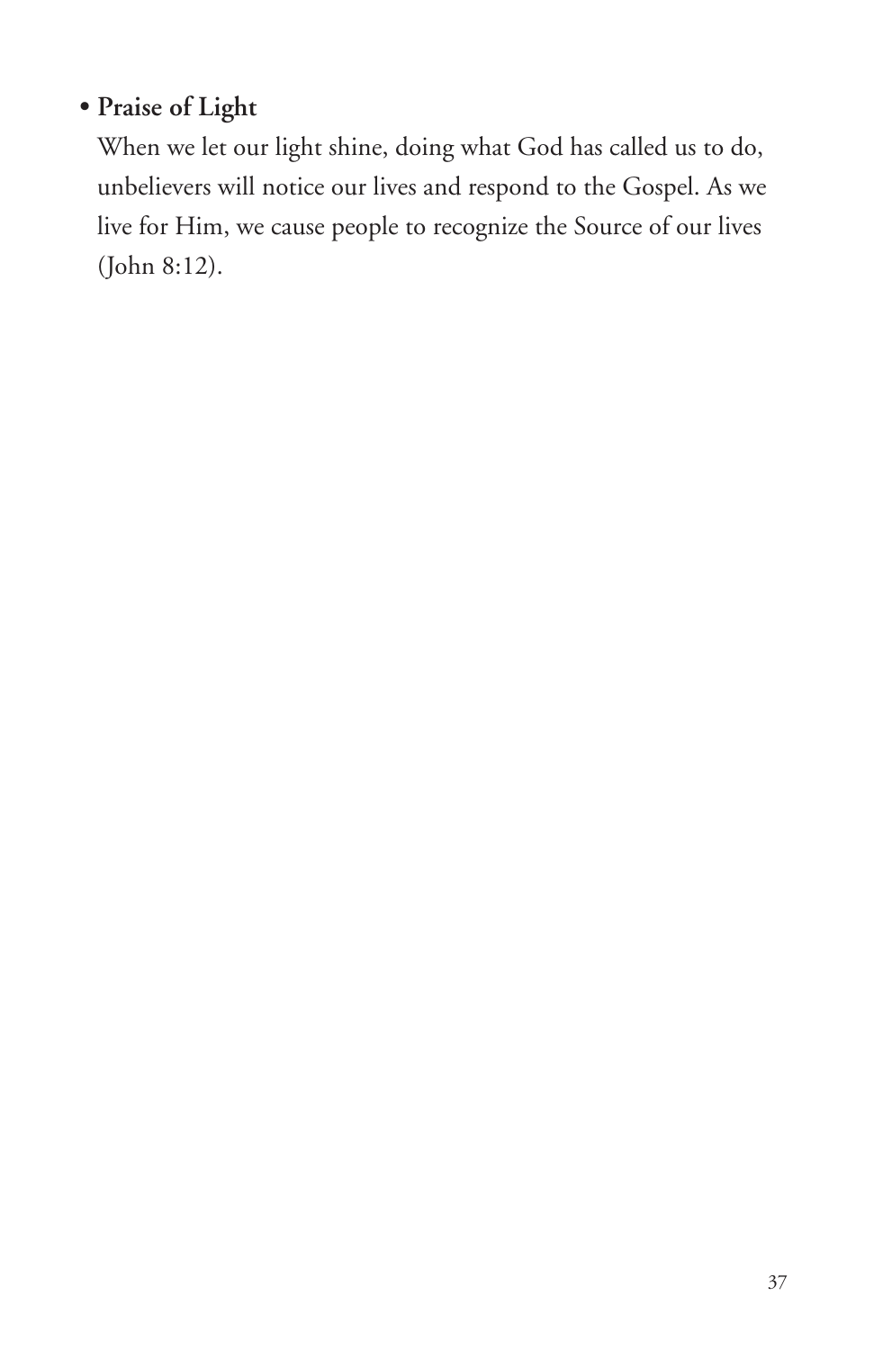- **Praise of Light**

  When we let our light shine, doing what God has called us to do, unbelievers will notice our lives and respond to the Gospel. As we live for Him, we cause people to recognize the Source of our lives (John 8:12).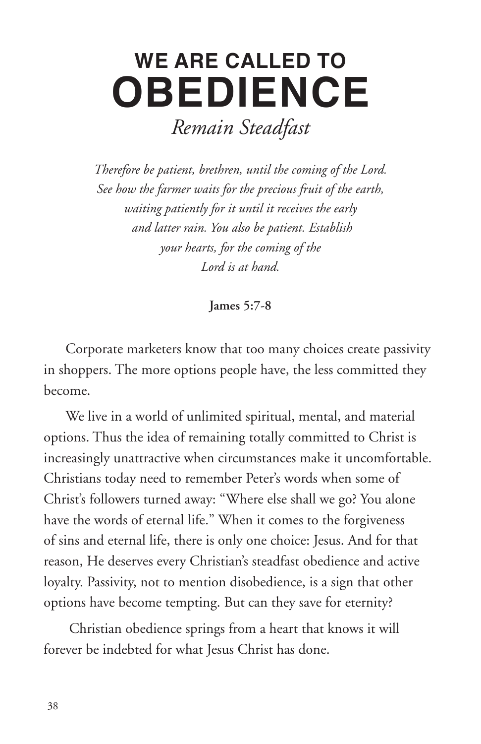# WE ARE CALLED TO OBEDIENCE

## *Remain Steadfast*

*Therefore be patient, brethren, until the coming of the Lord. See how the farmer waits for the precious fruit of the earth, waiting patiently for it until it receives the early and latter rain. You also be patient. Establish your hearts, for the coming of the Lord is at hand.*

**James 5:7-8**

Corporate marketers know that too many choices create passivity in shoppers. The more options people have, the less committed they become.

We live in a world of unlimited spiritual, mental, and material options. Thus the idea of remaining totally committed to Christ is increasingly unattractive when circumstances make it uncomfortable. Christians today need to remember Peter's words when some of Christ's followers turned away: "Where else shall we go? You alone have the words of eternal life." When it comes to the forgiveness of sins and eternal life, there is only one choice: Jesus. And for that reason, He deserves every Christian's steadfast obedience and active loyalty. Passivity, not to mention disobedience, is a sign that other options have become tempting. But can they save for eternity?

Christian obedience springs from a heart that knows it will forever be indebted for what Jesus Christ has done.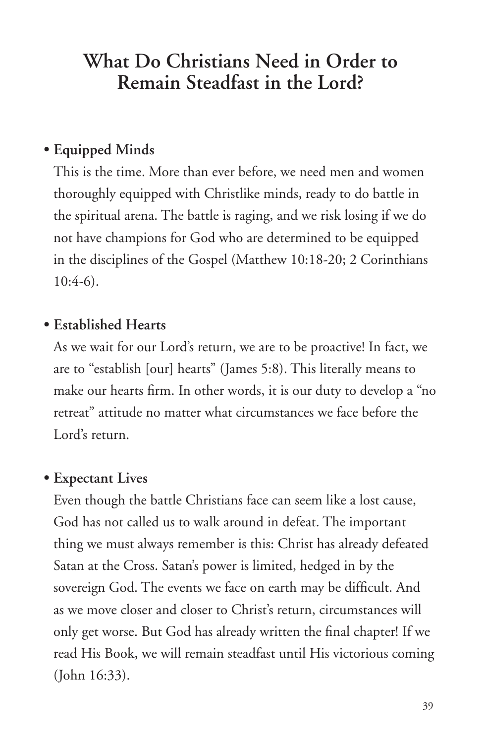# What Do Christians Need in Order to Remain Steadfast in the Lord?

- **Equipped Minds**

  This is the time. More than ever before, we need men and women thoroughly equipped with Christlike minds, ready to do battle in the spiritual arena. The battle is raging, and we risk losing if we do not have champions for God who are determined to be equipped in the disciplines of the Gospel (Matthew 10:18-20; 2 Corinthians 10:4-6).

- **Established Hearts**

  As we wait for our Lord's return, we are to be proactive! In fact, we are to "establish [our] hearts" (James 5:8). This literally means to make our hearts firm. In other words, it is our duty to develop a "no retreat" attitude no matter what circumstances we face before the Lord's return.

- **Expectant Lives**

  Even though the battle Christians face can seem like a lost cause, God has not called us to walk around in defeat. The important thing we must always remember is this: Christ has already defeated Satan at the Cross. Satan's power is limited, hedged in by the sovereign God. The events we face on earth may be difficult. And as we move closer and closer to Christ's return, circumstances will only get worse. But God has already written the final chapter! If we read His Book, we will remain steadfast until His victorious coming (John 16:33).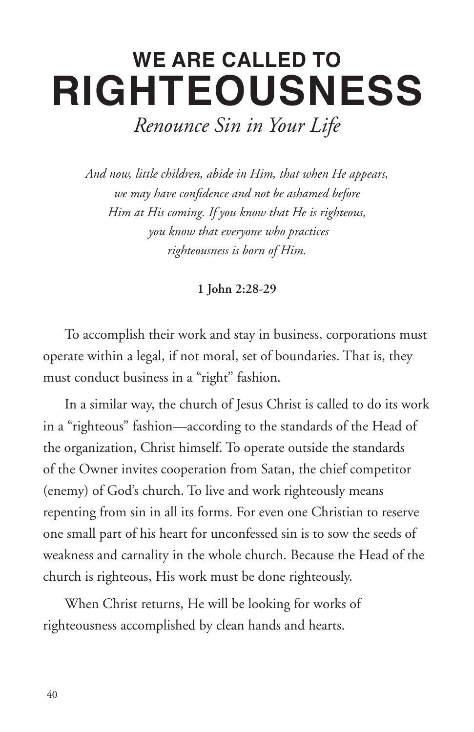# WE ARE CALLED TO RIGHTEOUSNESS

## *Renounce Sin in Your Life*

*And now, little children, abide in Him, that when He appears, we may have confidence and not be ashamed before Him at His coming. If you know that He is righteous, you know that everyone who practices righteousness is born of Him.*

**1 John 2:28-29**

To accomplish their work and stay in business, corporations must operate within a legal, if not moral, set of boundaries. That is, they must conduct business in a "right" fashion.

In a similar way, the church of Jesus Christ is called to do its work in a "righteous" fashion—according to the standards of the Head of the organization, Christ himself. To operate outside the standards of the Owner invites cooperation from Satan, the chief competitor (enemy) of God's church. To live and work righteously means repenting from sin in all its forms. For even one Christian to reserve one small part of his heart for unconfessed sin is to sow the seeds of weakness and carnality in the whole church. Because the Head of the church is righteous, His work must be done righteously.

When Christ returns, He will be looking for works of righteousness accomplished by clean hands and hearts.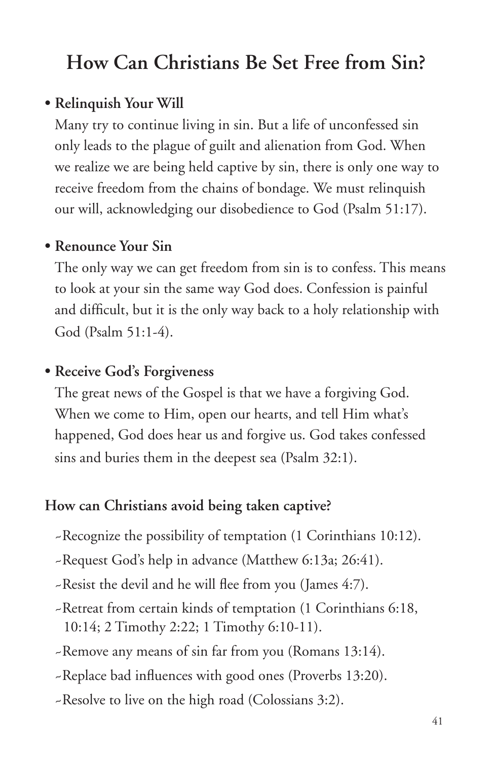## How Can Christians Be Set Free from Sin?

- **Relinquish Your Will**

  Many try to continue living in sin. But a life of unconfessed sin only leads to the plague of guilt and alienation from God. When we realize we are being held captive by sin, there is only one way to receive freedom from the chains of bondage. We must relinquish our will, acknowledging our disobedience to God (Psalm 51:17).

- **Renounce Your Sin**

  The only way we can get freedom from sin is to confess. This means to look at your sin the same way God does. Confession is painful and difficult, but it is the only way back to a holy relationship with God (Psalm 51:1-4).

- **Receive God's Forgiveness**

  The great news of the Gospel is that we have a forgiving God. When we come to Him, open our hearts, and tell Him what's happened, God does hear us and forgive us. God takes confessed sins and buries them in the deepest sea (Psalm 32:1).

**How can Christians avoid being taken captive?**

~Recognize the possibility of temptation (1 Corinthians 10:12).

~Request God's help in advance (Matthew 6:13a; 26:41).

~Resist the devil and he will flee from you (James 4:7).

~Retreat from certain kinds of temptation (1 Corinthians 6:18, 10:14; 2 Timothy 2:22; 1 Timothy 6:10-11).

~Remove any means of sin far from you (Romans 13:14).

~Replace bad influences with good ones (Proverbs 13:20).

~Resolve to live on the high road (Colossians 3:2).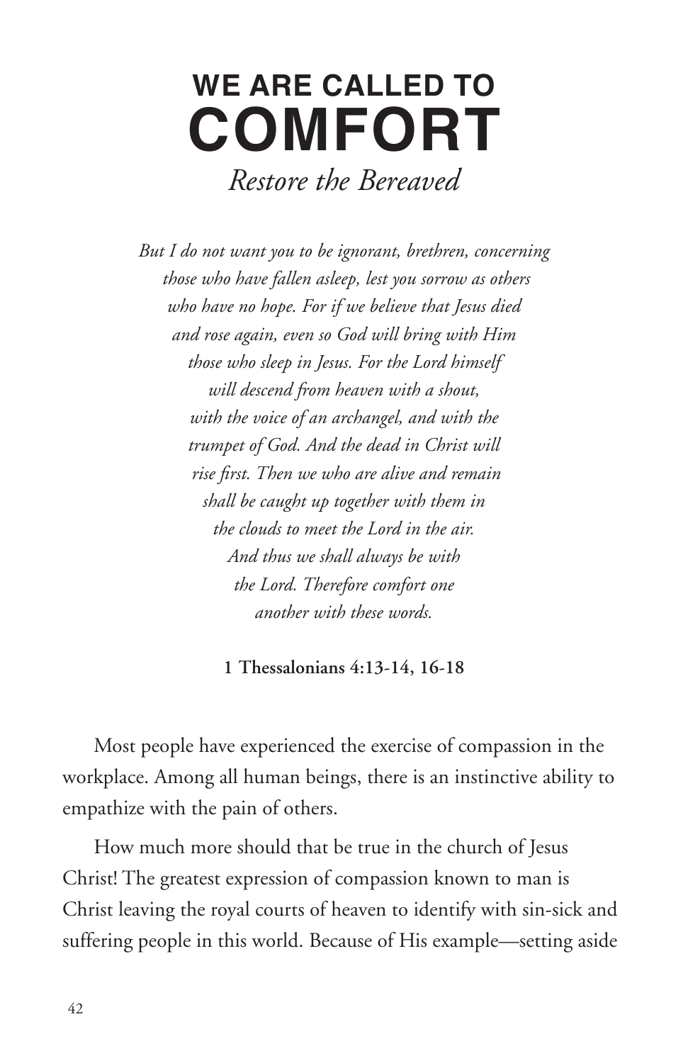# WE ARE CALLED TO COMFORT

*Restore the Bereaved*

*But I do not want you to be ignorant, brethren, concerning those who have fallen asleep, lest you sorrow as others who have no hope. For if we believe that Jesus died and rose again, even so God will bring with Him those who sleep in Jesus. For the Lord himself will descend from heaven with a shout, with the voice of an archangel, and with the trumpet of God. And the dead in Christ will rise first. Then we who are alive and remain shall be caught up together with them in the clouds to meet the Lord in the air. And thus we shall always be with the Lord. Therefore comfort one another with these words.*

**1 Thessalonians 4:13-14, 16-18**

Most people have experienced the exercise of compassion in the workplace. Among all human beings, there is an instinctive ability to empathize with the pain of others.

How much more should that be true in the church of Jesus Christ! The greatest expression of compassion known to man is Christ leaving the royal courts of heaven to identify with sin-sick and suffering people in this world. Because of His example—setting aside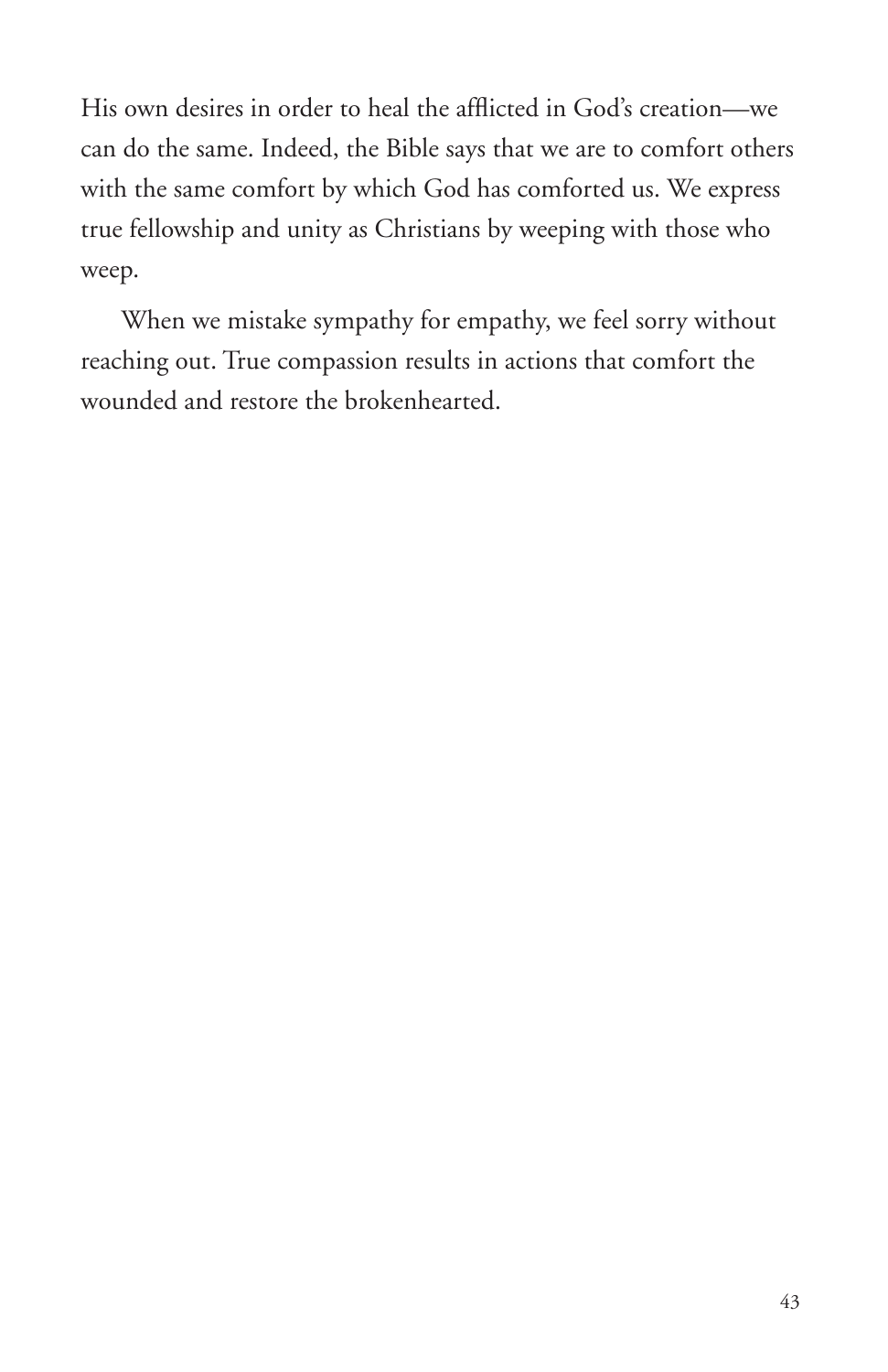His own desires in order to heal the afflicted in God's creation—we can do the same. Indeed, the Bible says that we are to comfort others with the same comfort by which God has comforted us. We express true fellowship and unity as Christians by weeping with those who weep.

When we mistake sympathy for empathy, we feel sorry without reaching out. True compassion results in actions that comfort the wounded and restore the brokenhearted.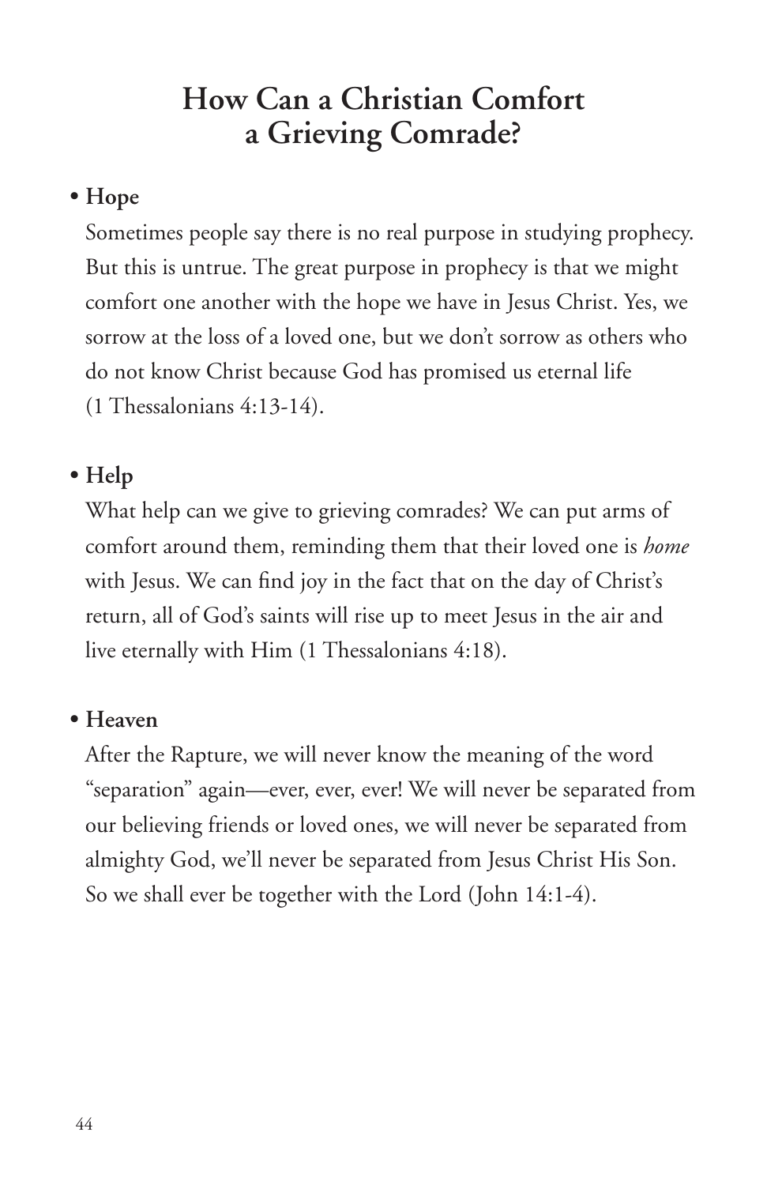# How Can a Christian Comfort a Grieving Comrade?

- **Hope**

  Sometimes people say there is no real purpose in studying prophecy. But this is untrue. The great purpose in prophecy is that we might comfort one another with the hope we have in Jesus Christ. Yes, we sorrow at the loss of a loved one, but we don't sorrow as others who do not know Christ because God has promised us eternal life (1 Thessalonians 4:13-14).

- **Help**

  What help can we give to grieving comrades? We can put arms of comfort around them, reminding them that their loved one is *home* with Jesus. We can find joy in the fact that on the day of Christ's return, all of God's saints will rise up to meet Jesus in the air and live eternally with Him (1 Thessalonians 4:18).

- **Heaven**

  After the Rapture, we will never know the meaning of the word "separation" again—ever, ever, ever! We will never be separated from our believing friends or loved ones, we will never be separated from almighty God, we'll never be separated from Jesus Christ His Son. So we shall ever be together with the Lord (John 14:1-4).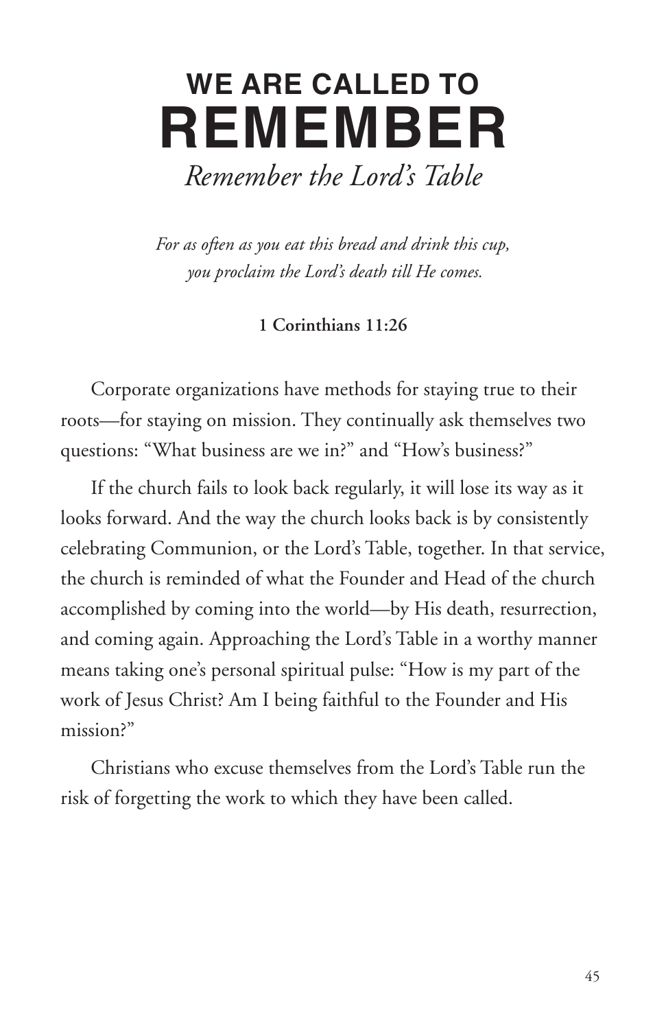# WE ARE CALLED TO REMEMBER

## *Remember the Lord's Table*

*For as often as you eat this bread and drink this cup, you proclaim the Lord's death till He comes.*

**1 Corinthians 11:26**

Corporate organizations have methods for staying true to their roots—for staying on mission. They continually ask themselves two questions: "What business are we in?" and "How's business?"

If the church fails to look back regularly, it will lose its way as it looks forward. And the way the church looks back is by consistently celebrating Communion, or the Lord's Table, together. In that service, the church is reminded of what the Founder and Head of the church accomplished by coming into the world—by His death, resurrection, and coming again. Approaching the Lord's Table in a worthy manner means taking one's personal spiritual pulse: "How is my part of the work of Jesus Christ? Am I being faithful to the Founder and His mission?"

Christians who excuse themselves from the Lord's Table run the risk of forgetting the work to which they have been called.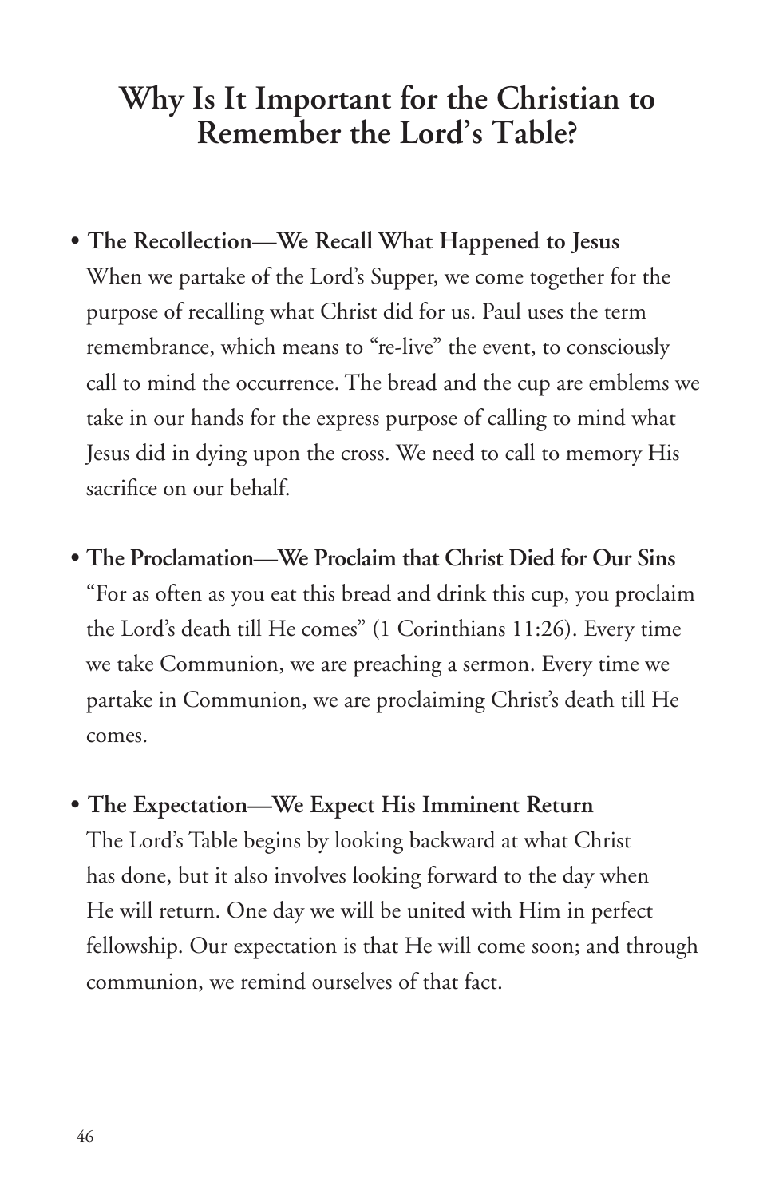# Why Is It Important for the Christian to Remember the Lord's Table?

- **The Recollection—We Recall What Happened to Jesus**
  When we partake of the Lord's Supper, we come together for the purpose of recalling what Christ did for us. Paul uses the term remembrance, which means to "re-live" the event, to consciously call to mind the occurrence. The bread and the cup are emblems we take in our hands for the express purpose of calling to mind what Jesus did in dying upon the cross. We need to call to memory His sacrifice on our behalf.

- **The Proclamation—We Proclaim that Christ Died for Our Sins**
  "For as often as you eat this bread and drink this cup, you proclaim the Lord's death till He comes" (1 Corinthians 11:26). Every time we take Communion, we are preaching a sermon. Every time we partake in Communion, we are proclaiming Christ's death till He comes.

- **The Expectation—We Expect His Imminent Return**
  The Lord's Table begins by looking backward at what Christ has done, but it also involves looking forward to the day when He will return. One day we will be united with Him in perfect fellowship. Our expectation is that He will come soon; and through communion, we remind ourselves of that fact.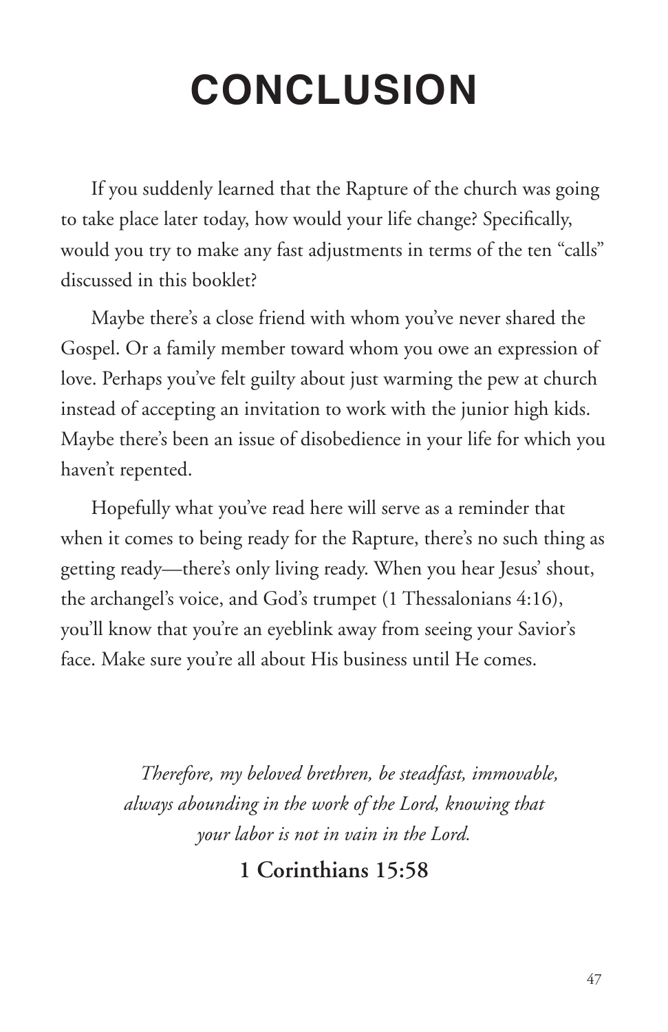# CONCLUSION

If you suddenly learned that the Rapture of the church was going to take place later today, how would your life change? Specifically, would you try to make any fast adjustments in terms of the ten "calls" discussed in this booklet?

Maybe there's a close friend with whom you've never shared the Gospel. Or a family member toward whom you owe an expression of love. Perhaps you've felt guilty about just warming the pew at church instead of accepting an invitation to work with the junior high kids. Maybe there's been an issue of disobedience in your life for which you haven't repented.

Hopefully what you've read here will serve as a reminder that when it comes to being ready for the Rapture, there's no such thing as getting ready—there's only living ready. When you hear Jesus' shout, the archangel's voice, and God's trumpet (1 Thessalonians 4:16), you'll know that you're an eyeblink away from seeing your Savior's face. Make sure you're all about His business until He comes.

*Therefore, my beloved brethren, be steadfast, immovable, always abounding in the work of the Lord, knowing that your labor is not in vain in the Lord.*

**1 Corinthians 15:58**